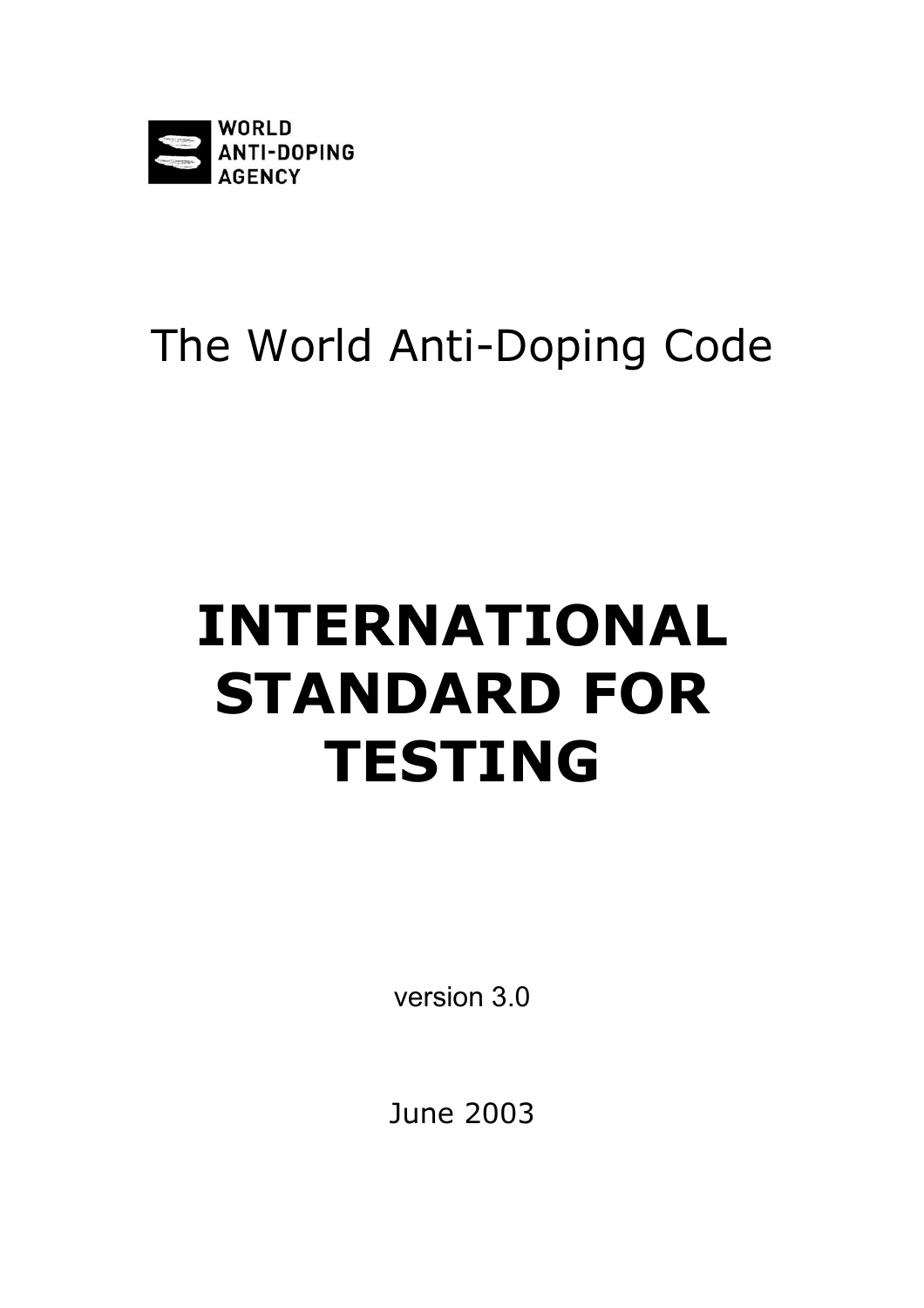WORLD
ANTI-DOPING
AGENCY

The World Anti-Doping Code

# INTERNATIONAL STANDARD FOR TESTING

version 3.0

June 2003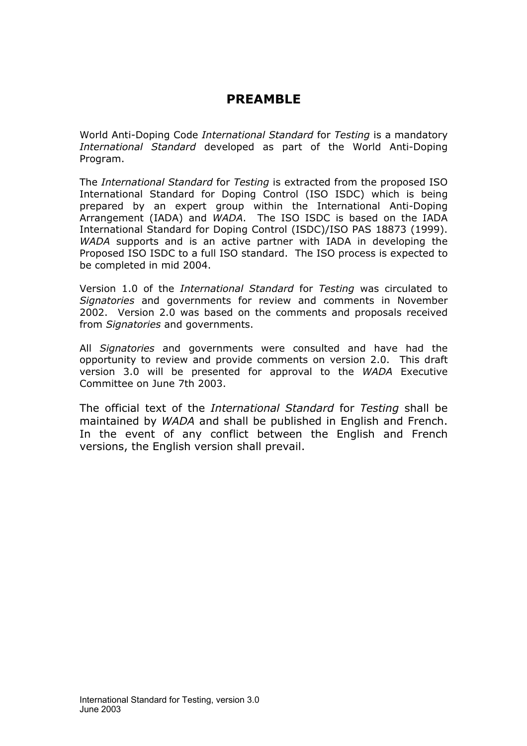# PREAMBLE

World Anti-Doping Code *International Standard* for *Testing* is a mandatory *International Standard* developed as part of the World Anti-Doping Program.

The *International Standard* for *Testing* is extracted from the proposed ISO International Standard for Doping Control (ISO ISDC) which is being prepared by an expert group within the International Anti-Doping Arrangement (IADA) and *WADA*. The ISO ISDC is based on the IADA International Standard for Doping Control (ISDC)/ISO PAS 18873 (1999). *WADA* supports and is an active partner with IADA in developing the Proposed ISO ISDC to a full ISO standard. The ISO process is expected to be completed in mid 2004.

Version 1.0 of the *International Standard* for *Testing* was circulated to *Signatories* and governments for review and comments in November 2002. Version 2.0 was based on the comments and proposals received from *Signatories* and governments.

All *Signatories* and governments were consulted and have had the opportunity to review and provide comments on version 2.0. This draft version 3.0 will be presented for approval to the *WADA* Executive Committee on June 7th 2003.

The official text of the *International Standard* for *Testing* shall be maintained by *WADA* and shall be published in English and French. In the event of any conflict between the English and French versions, the English version shall prevail.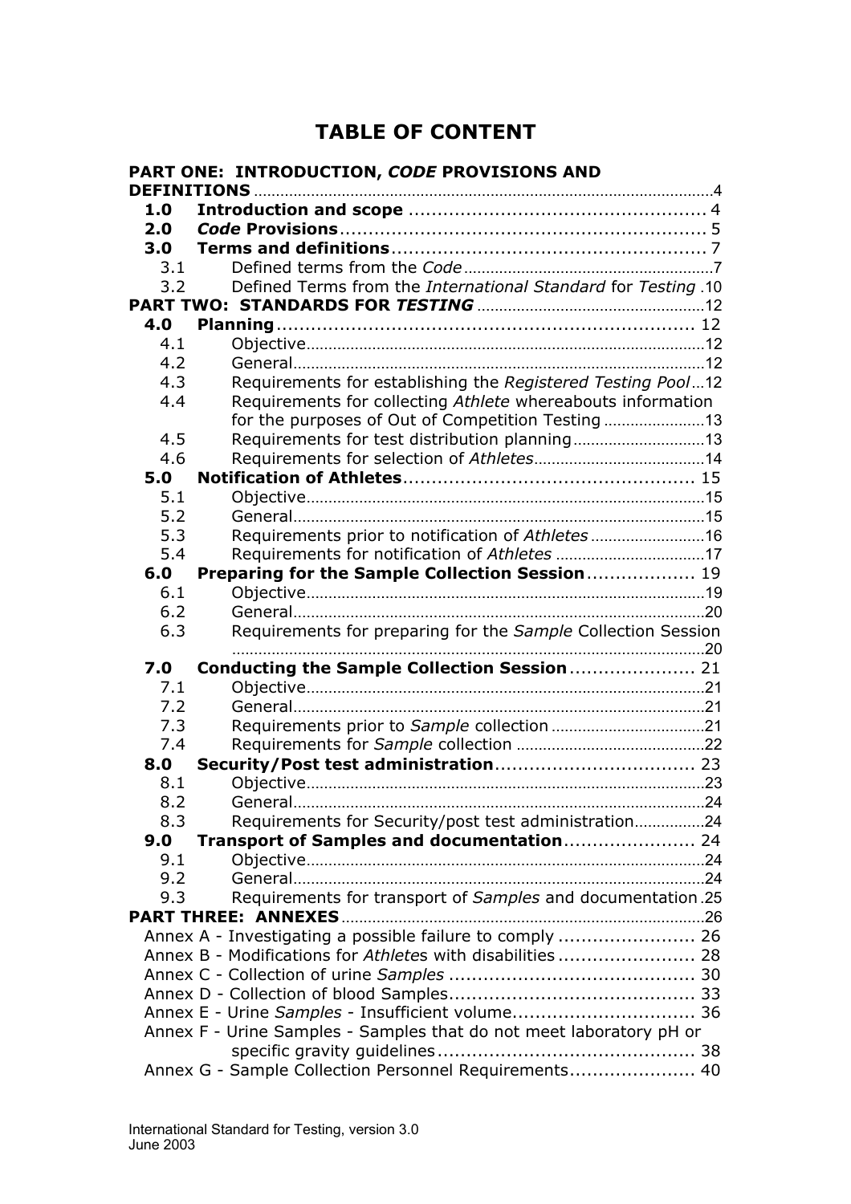# TABLE OF CONTENT

**PART ONE: INTRODUCTION, *CODE* PROVISIONS AND DEFINITIONS** ........................................ 4

- **1.0 Introduction and scope** ........................................ 4
- **2.0 *Code* Provisions** ........................................ 5
- **3.0 Terms and definitions** ........................................ 7
  - 3.1 Defined terms from the *Code* ........................................ 7
  - 3.2 Defined Terms from the *International Standard* for *Testing* . 10

**PART TWO: STANDARDS FOR *TESTING*** ........................................ 12

- **4.0 Planning** ........................................ 12
  - 4.1 Objective ........................................ 12
  - 4.2 General ........................................ 12
  - 4.3 Requirements for establishing the *Registered Testing Pool* ... 12
  - 4.4 Requirements for collecting *Athlete* whereabouts information for the purposes of Out of Competition Testing ........................................ 13
  - 4.5 Requirements for test distribution planning ........................................ 13
  - 4.6 Requirements for selection of *Athletes* ........................................ 14
- **5.0 Notification of Athletes** ........................................ 15
  - 5.1 Objective ........................................ 15
  - 5.2 General ........................................ 15
  - 5.3 Requirements prior to notification of *Athletes* ........................................ 16
  - 5.4 Requirements for notification of *Athletes* ........................................ 17
- **6.0 Preparing for the Sample Collection Session** ........................................ 19
  - 6.1 Objective ........................................ 19
  - 6.2 General ........................................ 20
  - 6.3 Requirements for preparing for the *Sample* Collection Session ........................................ 20
- **7.0 Conducting the Sample Collection Session** ........................................ 21
  - 7.1 Objective ........................................ 21
  - 7.2 General ........................................ 21
  - 7.3 Requirements prior to *Sample* collection ........................................ 21
  - 7.4 Requirements for *Sample* collection ........................................ 22
- **8.0 Security/Post test administration** ........................................ 23
  - 8.1 Objective ........................................ 23
  - 8.2 General ........................................ 24
  - 8.3 Requirements for Security/post test administration ........................................ 24
- **9.0 Transport of Samples and documentation** ........................................ 24
  - 9.1 Objective ........................................ 24
  - 9.2 General ........................................ 24
  - 9.3 Requirements for transport of *Samples* and documentation . 25

**PART THREE: ANNEXES** ........................................ 26

- Annex A - Investigating a possible failure to comply ........................................ 26
- Annex B - Modifications for *Athlete*s with disabilities ........................................ 28
- Annex C - Collection of urine *Samples* ........................................ 30
- Annex D - Collection of blood Samples ........................................ 33
- Annex E - Urine *Samples* - Insufficient volume ........................................ 36
- Annex F - Urine Samples - Samples that do not meet laboratory pH or specific gravity guidelines ........................................ 38
- Annex G - Sample Collection Personnel Requirements ........................................ 40

International Standard for Testing, version 3.0
June 2003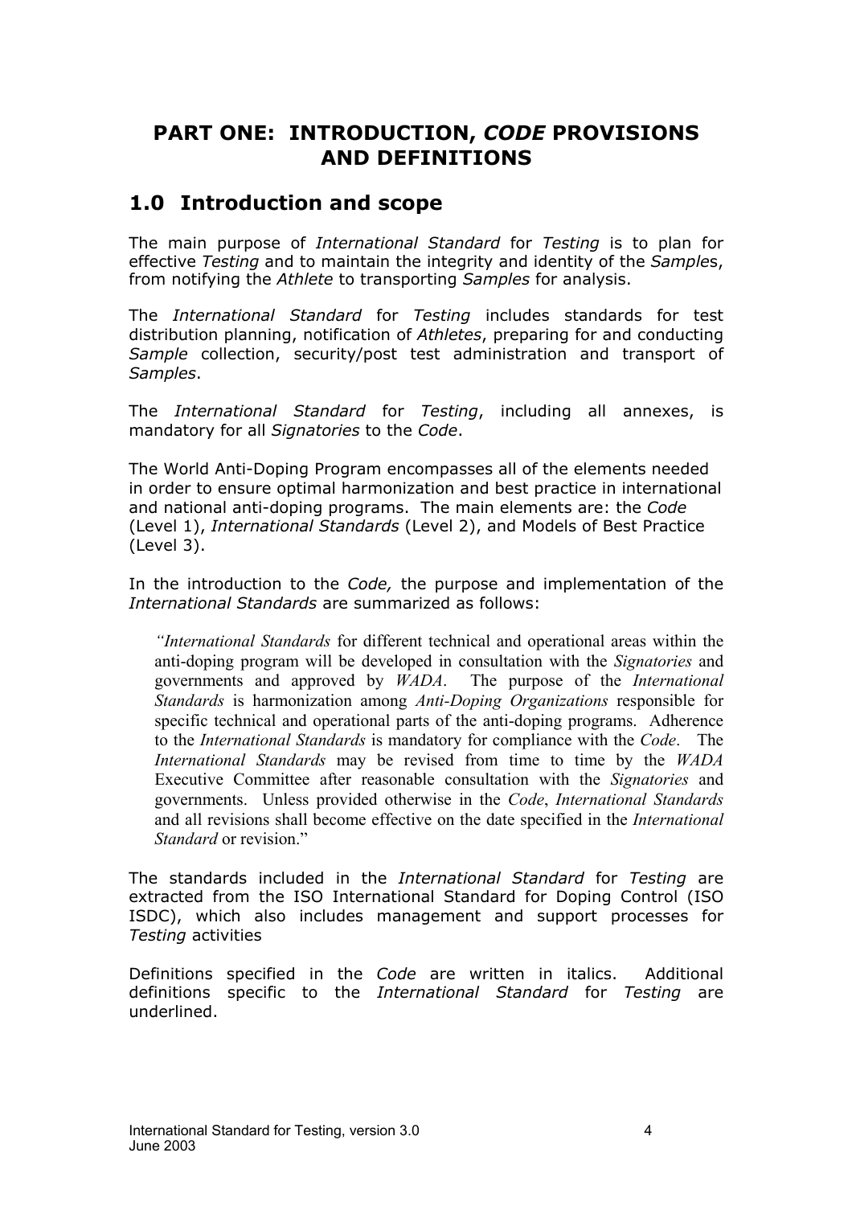# PART ONE: INTRODUCTION, *CODE* PROVISIONS AND DEFINITIONS

## 1.0 Introduction and scope

The main purpose of *International Standard* for *Testing* is to plan for effective *Testing* and to maintain the integrity and identity of the *Sample*s, from notifying the *Athlete* to transporting *Samples* for analysis.

The *International Standard* for *Testing* includes standards for test distribution planning, notification of *Athletes*, preparing for and conducting *Sample* collection, security/post test administration and transport of *Samples*.

The *International Standard* for *Testing*, including all annexes, is mandatory for all *Signatories* to the *Code*.

The World Anti-Doping Program encompasses all of the elements needed in order to ensure optimal harmonization and best practice in international and national anti-doping programs. The main elements are: the *Code* (Level 1), *International Standards* (Level 2), and Models of Best Practice (Level 3).

In the introduction to the *Code,* the purpose and implementation of the *International Standards* are summarized as follows:

> *"International Standards* for different technical and operational areas within the anti-doping program will be developed in consultation with the *Signatories* and governments and approved by *WADA*. The purpose of the *International Standards* is harmonization among *Anti-Doping Organizations* responsible for specific technical and operational parts of the anti-doping programs. Adherence to the *International Standards* is mandatory for compliance with the *Code*. The *International Standards* may be revised from time to time by the *WADA* Executive Committee after reasonable consultation with the *Signatories* and governments. Unless provided otherwise in the *Code*, *International Standards* and all revisions shall become effective on the date specified in the *International Standard* or revision."

The standards included in the *International Standard* for *Testing* are extracted from the ISO International Standard for Doping Control (ISO ISDC), which also includes management and support processes for *Testing* activities

Definitions specified in the *Code* are written in italics. Additional definitions specific to the *International Standard* for *Testing* are underlined.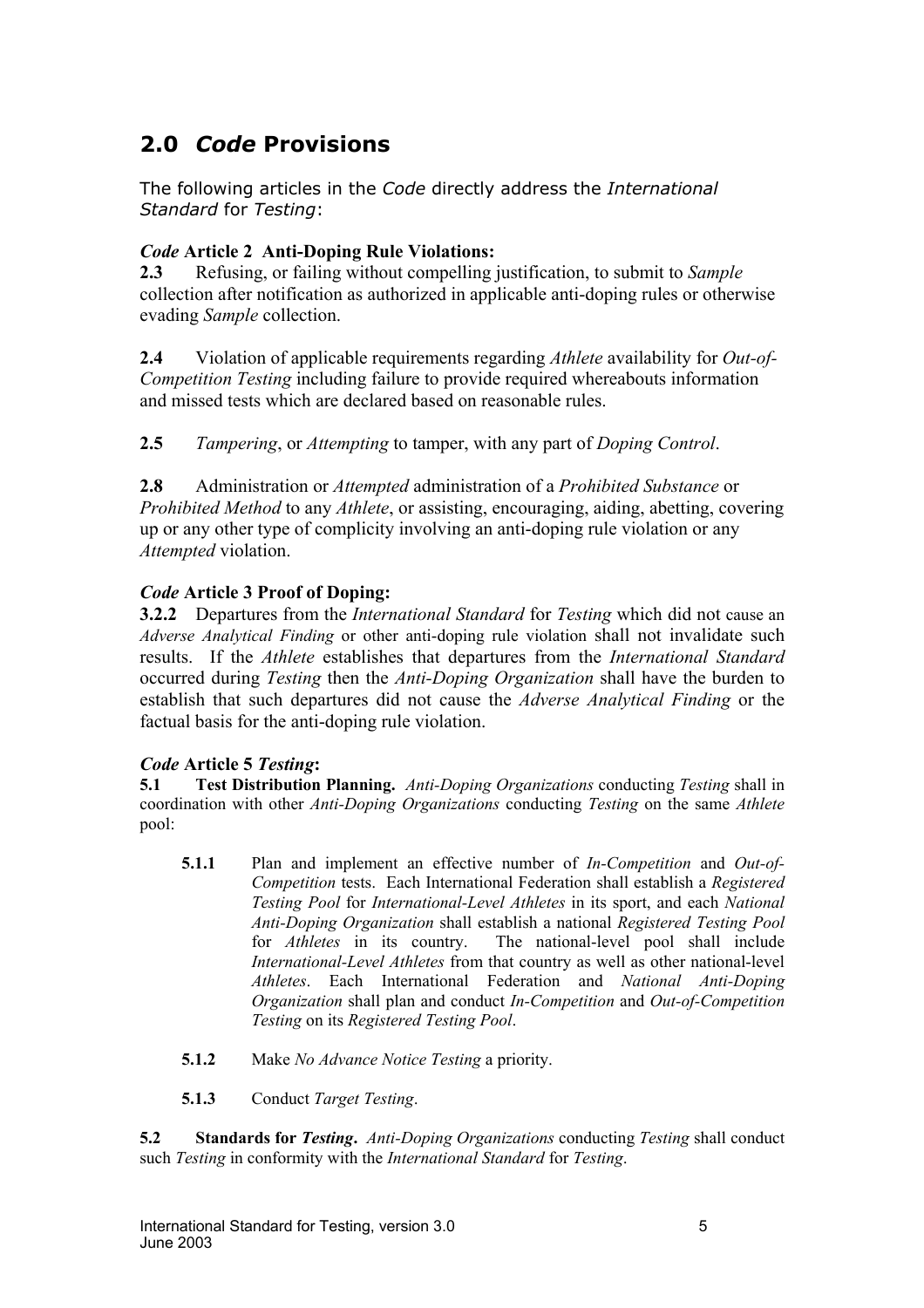## 2.0 *Code* Provisions

The following articles in the *Code* directly address the *International Standard* for *Testing*:

***Code* Article 2 Anti-Doping Rule Violations:**

**2.3** Refusing, or failing without compelling justification, to submit to *Sample* collection after notification as authorized in applicable anti-doping rules or otherwise evading *Sample* collection.

**2.4** Violation of applicable requirements regarding *Athlete* availability for *Out-of-Competition Testing* including failure to provide required whereabouts information and missed tests which are declared based on reasonable rules.

**2.5** *Tampering*, or *Attempting* to tamper, with any part of *Doping Control*.

**2.8** Administration or *Attempted* administration of a *Prohibited Substance* or *Prohibited Method* to any *Athlete*, or assisting, encouraging, aiding, abetting, covering up or any other type of complicity involving an anti-doping rule violation or any *Attempted* violation.

***Code* Article 3 Proof of Doping:**

**3.2.2** Departures from the *International Standard* for *Testing* which did not cause an *Adverse Analytical Finding* or other anti-doping rule violation shall not invalidate such results. If the *Athlete* establishes that departures from the *International Standard* occurred during *Testing* then the *Anti-Doping Organization* shall have the burden to establish that such departures did not cause the *Adverse Analytical Finding* or the factual basis for the anti-doping rule violation.

***Code* Article 5 *Testing*:**

**5.1 Test Distribution Planning.** *Anti-Doping Organizations* conducting *Testing* shall in coordination with other *Anti-Doping Organizations* conducting *Testing* on the same *Athlete* pool:

- **5.1.1** Plan and implement an effective number of *In-Competition* and *Out-of-Competition* tests. Each International Federation shall establish a *Registered Testing Pool* for *International-Level Athletes* in its sport, and each *National Anti-Doping Organization* shall establish a national *Registered Testing Pool* for *Athletes* in its country. The national-level pool shall include *International-Level Athletes* from that country as well as other national-level *Athletes*. Each International Federation and *National Anti-Doping Organization* shall plan and conduct *In-Competition* and *Out-of-Competition Testing* on its *Registered Testing Pool*.

- **5.1.2** Make *No Advance Notice Testing* a priority.

- **5.1.3** Conduct *Target Testing*.

**5.2 Standards for *Testing*.** *Anti-Doping Organizations* conducting *Testing* shall conduct such *Testing* in conformity with the *International Standard* for *Testing*.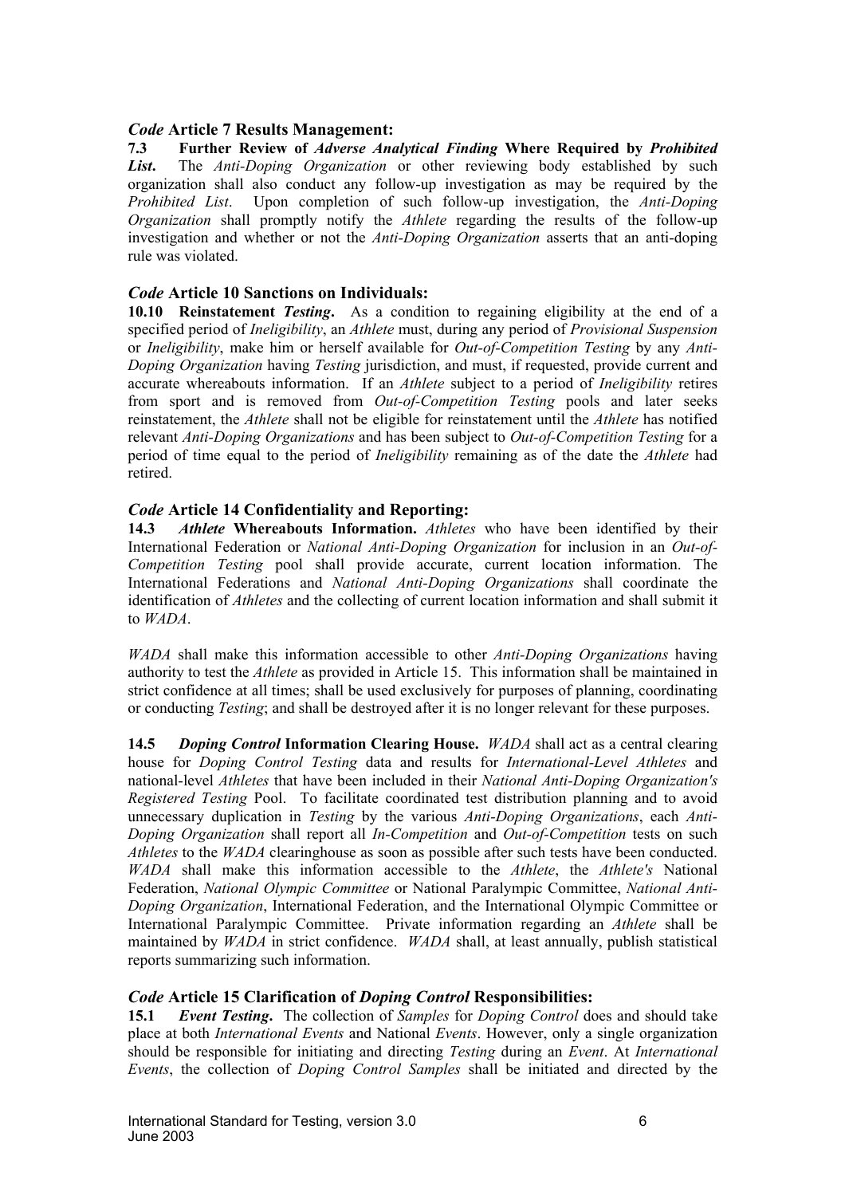### *Code* Article 7 Results Management:

**7.3 Further Review of *Adverse Analytical Finding* Where Required by *Prohibited List*.** The *Anti-Doping Organization* or other reviewing body established by such organization shall also conduct any follow-up investigation as may be required by the *Prohibited List*. Upon completion of such follow-up investigation, the *Anti-Doping Organization* shall promptly notify the *Athlete* regarding the results of the follow-up investigation and whether or not the *Anti-Doping Organization* asserts that an anti-doping rule was violated.

### *Code* Article 10 Sanctions on Individuals:

**10.10 Reinstatement *Testing*.** As a condition to regaining eligibility at the end of a specified period of *Ineligibility*, an *Athlete* must, during any period of *Provisional Suspension* or *Ineligibility*, make him or herself available for *Out-of-Competition Testing* by any *Anti-Doping Organization* having *Testing* jurisdiction, and must, if requested, provide current and accurate whereabouts information. If an *Athlete* subject to a period of *Ineligibility* retires from sport and is removed from *Out-of-Competition Testing* pools and later seeks reinstatement, the *Athlete* shall not be eligible for reinstatement until the *Athlete* has notified relevant *Anti-Doping Organizations* and has been subject to *Out-of-Competition Testing* for a period of time equal to the period of *Ineligibility* remaining as of the date the *Athlete* had retired.

### *Code* Article 14 Confidentiality and Reporting:

**14.3 *Athlete* Whereabouts Information.** *Athletes* who have been identified by their International Federation or *National Anti-Doping Organization* for inclusion in an *Out-of-Competition Testing* pool shall provide accurate, current location information. The International Federations and *National Anti-Doping Organizations* shall coordinate the identification of *Athletes* and the collecting of current location information and shall submit it to *WADA*.

*WADA* shall make this information accessible to other *Anti-Doping Organizations* having authority to test the *Athlete* as provided in Article 15. This information shall be maintained in strict confidence at all times; shall be used exclusively for purposes of planning, coordinating or conducting *Testing*; and shall be destroyed after it is no longer relevant for these purposes.

**14.5 *Doping Control* Information Clearing House.** *WADA* shall act as a central clearing house for *Doping Control Testing* data and results for *International-Level Athletes* and national-level *Athletes* that have been included in their *National Anti-Doping Organization's Registered Testing* Pool. To facilitate coordinated test distribution planning and to avoid unnecessary duplication in *Testing* by the various *Anti-Doping Organizations*, each *Anti-Doping Organization* shall report all *In-Competition* and *Out-of-Competition* tests on such *Athletes* to the *WADA* clearinghouse as soon as possible after such tests have been conducted. *WADA* shall make this information accessible to the *Athlete*, the *Athlete's* National Federation, *National Olympic Committee* or National Paralympic Committee, *National Anti-Doping Organization*, International Federation, and the International Olympic Committee or International Paralympic Committee. Private information regarding an *Athlete* shall be maintained by *WADA* in strict confidence. *WADA* shall, at least annually, publish statistical reports summarizing such information.

### *Code* Article 15 Clarification of *Doping Control* Responsibilities:

**15.1 *Event Testing*.** The collection of *Samples* for *Doping Control* does and should take place at both *International Events* and National *Events*. However, only a single organization should be responsible for initiating and directing *Testing* during an *Event*. At *International Events*, the collection of *Doping Control Samples* shall be initiated and directed by the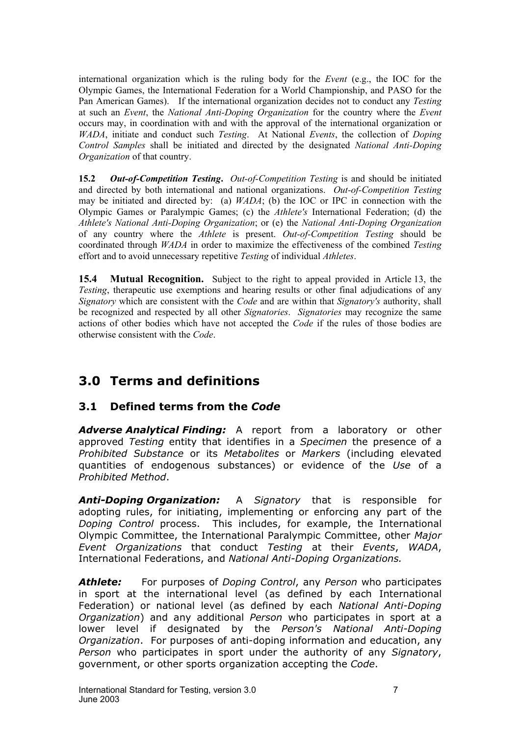international organization which is the ruling body for the *Event* (e.g., the IOC for the Olympic Games, the International Federation for a World Championship, and PASO for the Pan American Games). If the international organization decides not to conduct any *Testing* at such an *Event*, the *National Anti-Doping Organization* for the country where the *Event* occurs may, in coordination with and with the approval of the international organization or *WADA*, initiate and conduct such *Testing*. At National *Events*, the collection of *Doping Control Samples* shall be initiated and directed by the designated *National Anti-Doping Organization* of that country.

**15.2** ***Out-of-Competition Testing*.** *Out-of-Competition Testing* is and should be initiated and directed by both international and national organizations. *Out-of-Competition Testing* may be initiated and directed by: (a) *WADA*; (b) the IOC or IPC in connection with the Olympic Games or Paralympic Games; (c) the *Athlete's* International Federation; (d) the *Athlete's National Anti-Doping Organization*; or (e) the *National Anti-Doping Organization* of any country where the *Athlete* is present. *Out-of-Competition Testing* should be coordinated through *WADA* in order to maximize the effectiveness of the combined *Testing* effort and to avoid unnecessary repetitive *Testing* of individual *Athletes*.

**15.4 Mutual Recognition.** Subject to the right to appeal provided in Article 13, the *Testing*, therapeutic use exemptions and hearing results or other final adjudications of any *Signatory* which are consistent with the *Code* and are within that *Signatory's* authority, shall be recognized and respected by all other *Signatories*. *Signatories* may recognize the same actions of other bodies which have not accepted the *Code* if the rules of those bodies are otherwise consistent with the *Code*.

# 3.0 Terms and definitions

## 3.1 Defined terms from the *Code*

***Adverse Analytical Finding:*** A report from a laboratory or other approved *Testing* entity that identifies in a *Specimen* the presence of a *Prohibited Substance* or its *Metabolites* or *Markers* (including elevated quantities of endogenous substances) or evidence of the *Use* of a *Prohibited Method*.

***Anti-Doping Organization:*** A *Signatory* that is responsible for adopting rules, for initiating, implementing or enforcing any part of the *Doping Control* process. This includes, for example, the International Olympic Committee, the International Paralympic Committee, other *Major Event Organizations* that conduct *Testing* at their *Events*, *WADA*, International Federations, and *National Anti-Doping Organizations.*

***Athlete:*** For purposes of *Doping Control*, any *Person* who participates in sport at the international level (as defined by each International Federation) or national level (as defined by each *National Anti-Doping Organization*) and any additional *Person* who participates in sport at a lower level if designated by the *Person's National Anti-Doping Organization*. For purposes of anti-doping information and education, any *Person* who participates in sport under the authority of any *Signatory*, government, or other sports organization accepting the *Code*.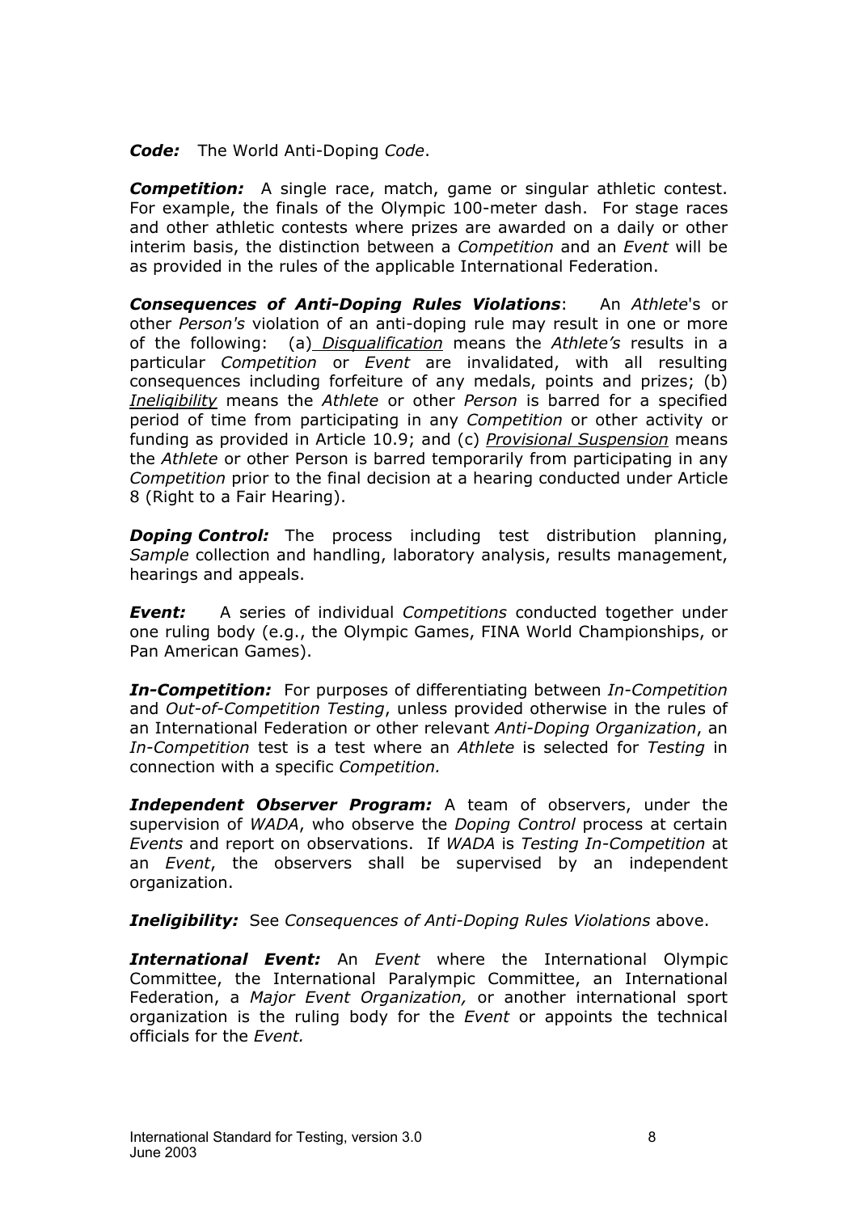***Code:*** The World Anti-Doping *Code*.

***Competition:*** A single race, match, game or singular athletic contest. For example, the finals of the Olympic 100-meter dash. For stage races and other athletic contests where prizes are awarded on a daily or other interim basis, the distinction between a *Competition* and an *Event* will be as provided in the rules of the applicable International Federation.

***Consequences of Anti-Doping Rules Violations***: An *Athlete*'s or other *Person's* violation of an anti-doping rule may result in one or more of the following: (a) *Disqualification* means the *Athlete's* results in a particular *Competition* or *Event* are invalidated, with all resulting consequences including forfeiture of any medals, points and prizes; (b) *Ineligibility* means the *Athlete* or other *Person* is barred for a specified period of time from participating in any *Competition* or other activity or funding as provided in Article 10.9; and (c) *Provisional Suspension* means the *Athlete* or other Person is barred temporarily from participating in any *Competition* prior to the final decision at a hearing conducted under Article 8 (Right to a Fair Hearing).

***Doping Control:*** The process including test distribution planning, *Sample* collection and handling, laboratory analysis, results management, hearings and appeals.

***Event:*** A series of individual *Competitions* conducted together under one ruling body (e.g., the Olympic Games, FINA World Championships, or Pan American Games).

***In-Competition:*** For purposes of differentiating between *In-Competition* and *Out-of-Competition Testing*, unless provided otherwise in the rules of an International Federation or other relevant *Anti-Doping Organization*, an *In-Competition* test is a test where an *Athlete* is selected for *Testing* in connection with a specific *Competition.*

***Independent Observer Program:*** A team of observers, under the supervision of *WADA*, who observe the *Doping Control* process at certain *Events* and report on observations. If *WADA* is *Testing In-Competition* at an *Event*, the observers shall be supervised by an independent organization.

***Ineligibility:*** See *Consequences of Anti-Doping Rules Violations* above.

***International Event:*** An *Event* where the International Olympic Committee, the International Paralympic Committee, an International Federation, a *Major Event Organization,* or another international sport organization is the ruling body for the *Event* or appoints the technical officials for the *Event.*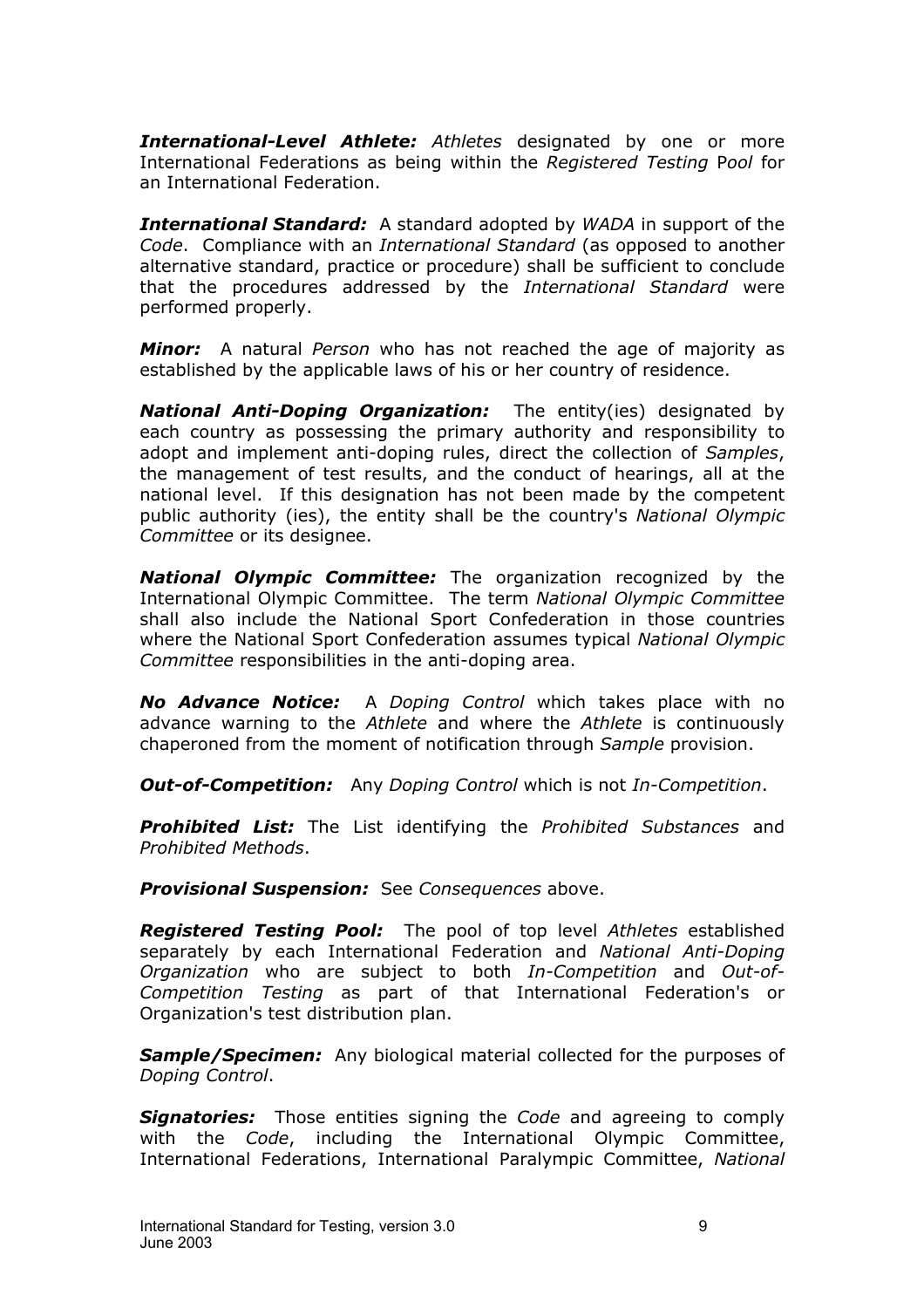***International-Level Athlete:*** *Athletes* designated by one or more International Federations as being within the *Registered Testing* P*ool* for an International Federation.

***International Standard:*** A standard adopted by *WADA* in support of the *Code*. Compliance with an *International Standard* (as opposed to another alternative standard, practice or procedure) shall be sufficient to conclude that the procedures addressed by the *International Standard* were performed properly.

***Minor:*** A natural *Person* who has not reached the age of majority as established by the applicable laws of his or her country of residence.

***National Anti-Doping Organization:*** The entity(ies) designated by each country as possessing the primary authority and responsibility to adopt and implement anti-doping rules, direct the collection of *Samples*, the management of test results, and the conduct of hearings, all at the national level. If this designation has not been made by the competent public authority (ies), the entity shall be the country's *National Olympic Committee* or its designee.

***National Olympic Committee:*** The organization recognized by the International Olympic Committee. The term *National Olympic Committee* shall also include the National Sport Confederation in those countries where the National Sport Confederation assumes typical *National Olympic Committee* responsibilities in the anti-doping area.

***No Advance Notice:*** A *Doping Control* which takes place with no advance warning to the *Athlete* and where the *Athlete* is continuously chaperoned from the moment of notification through *Sample* provision.

***Out-of-Competition:*** Any *Doping Control* which is not *In-Competition*.

***Prohibited List:*** The List identifying the *Prohibited Substances* and *Prohibited Methods*.

***Provisional Suspension:*** See *Consequences* above.

***Registered Testing Pool:*** The pool of top level *Athletes* established separately by each International Federation and *National Anti-Doping Organization* who are subject to both *In-Competition* and *Out-of-Competition Testing* as part of that International Federation's or Organization's test distribution plan.

***Sample/Specimen:*** Any biological material collected for the purposes of *Doping Control*.

***Signatories:*** Those entities signing the *Code* and agreeing to comply with the *Code*, including the International Olympic Committee, International Federations, International Paralympic Committee, *National*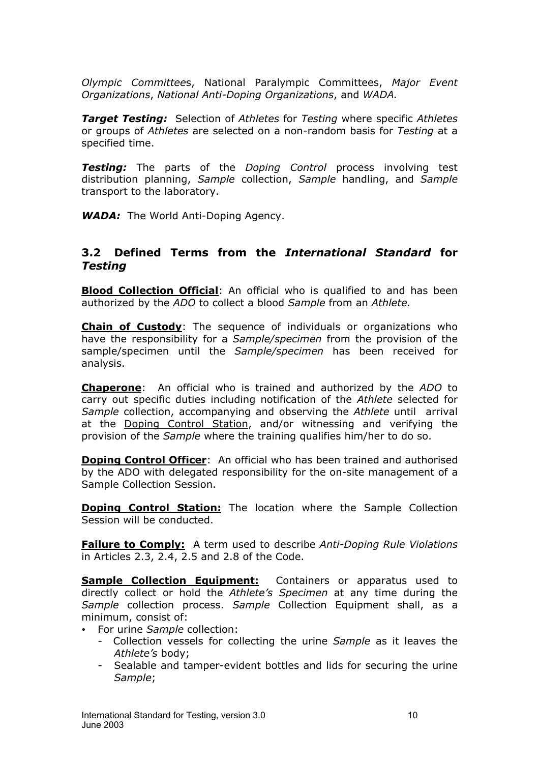*Olympic Committees*, National Paralympic Committees, *Major Event Organizations*, *National Anti-Doping Organizations*, and *WADA.*

***Target Testing:*** Selection of *Athletes* for *Testing* where specific *Athletes* or groups of *Athletes* are selected on a non-random basis for *Testing* at a specified time.

***Testing:*** The parts of the *Doping Control* process involving test distribution planning, *Sample* collection, *Sample* handling, and *Sample* transport to the laboratory.

***WADA:*** The World Anti-Doping Agency.

### 3.2 Defined Terms from the *International Standard* for *Testing*

**Blood Collection Official**: An official who is qualified to and has been authorized by the *ADO* to collect a blood *Sample* from an *Athlete.*

**Chain of Custody**: The sequence of individuals or organizations who have the responsibility for a *Sample/specimen* from the provision of the sample/specimen until the *Sample/specimen* has been received for analysis.

**Chaperone**: An official who is trained and authorized by the *ADO* to carry out specific duties including notification of the *Athlete* selected for *Sample* collection, accompanying and observing the *Athlete* until arrival at the Doping Control Station, and/or witnessing and verifying the provision of the *Sample* where the training qualifies him/her to do so.

**Doping Control Officer**: An official who has been trained and authorised by the ADO with delegated responsibility for the on-site management of a Sample Collection Session.

**Doping Control Station:** The location where the Sample Collection Session will be conducted.

**Failure to Comply:** A term used to describe *Anti-Doping Rule Violations* in Articles 2.3, 2.4, 2.5 and 2.8 of the Code.

**Sample Collection Equipment:** Containers or apparatus used to directly collect or hold the *Athlete's Specimen* at any time during the *Sample* collection process. *Sample* Collection Equipment shall, as a minimum, consist of:

- For urine *Sample* collection:
  - Collection vessels for collecting the urine *Sample* as it leaves the *Athlete's* body;
  - Sealable and tamper-evident bottles and lids for securing the urine *Sample*;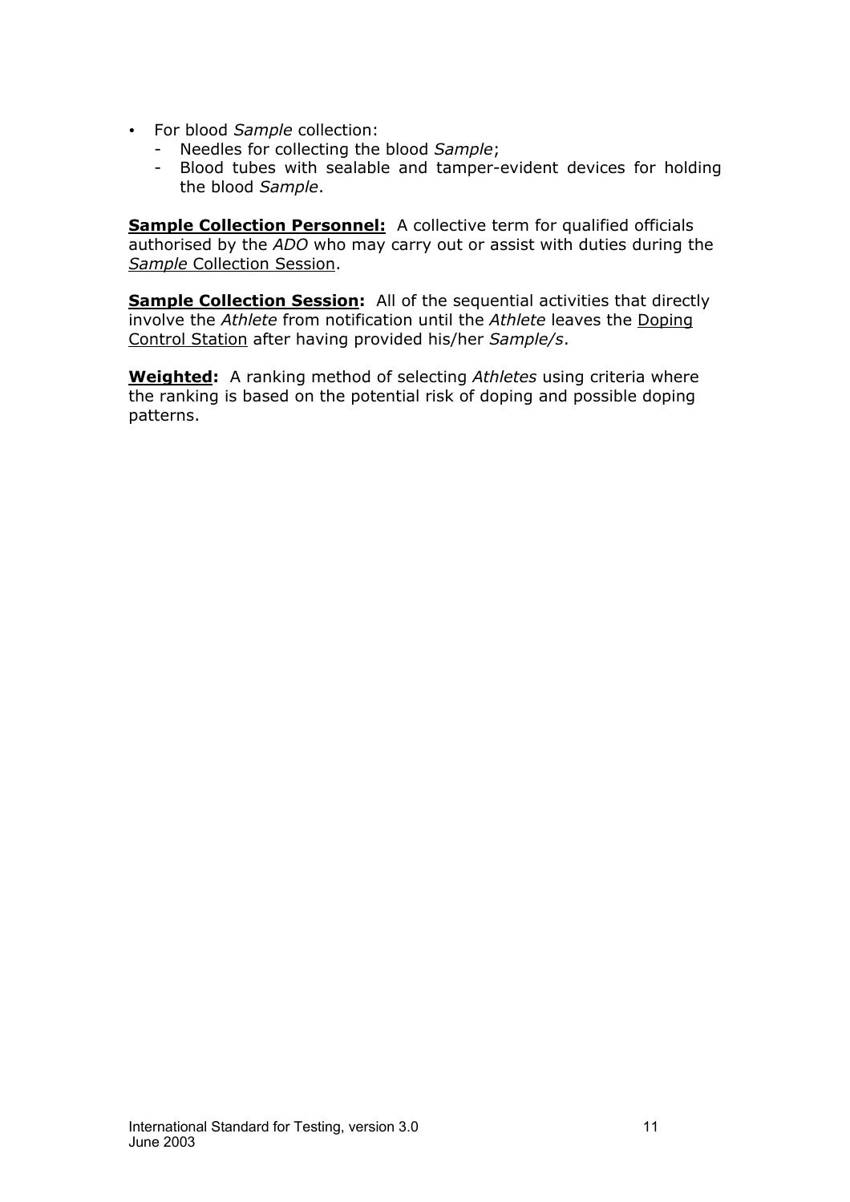- For blood *Sample* collection:
  - Needles for collecting the blood *Sample*;
  - Blood tubes with sealable and tamper-evident devices for holding the blood *Sample*.

**Sample Collection Personnel:** A collective term for qualified officials authorised by the *ADO* who may carry out or assist with duties during the *Sample* Collection Session.

**Sample Collection Session:** All of the sequential activities that directly involve the *Athlete* from notification until the *Athlete* leaves the Doping Control Station after having provided his/her *Sample/s*.

**Weighted:** A ranking method of selecting *Athletes* using criteria where the ranking is based on the potential risk of doping and possible doping patterns.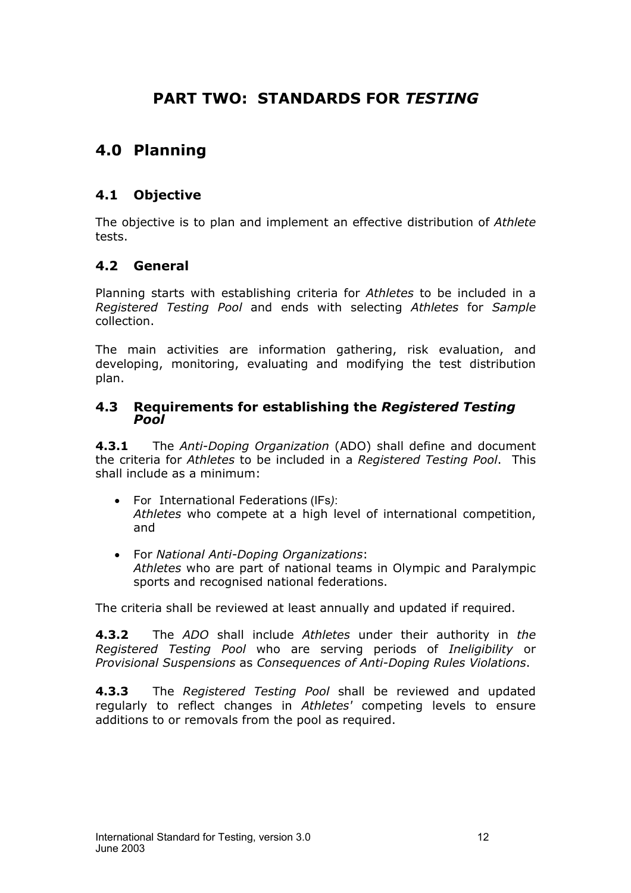# PART TWO: STANDARDS FOR *TESTING*

## 4.0 Planning

### 4.1 Objective

The objective is to plan and implement an effective distribution of *Athlete* tests.

### 4.2 General

Planning starts with establishing criteria for *Athletes* to be included in a *Registered Testing Pool* and ends with selecting *Athletes* for *Sample* collection.

The main activities are information gathering, risk evaluation, and developing, monitoring, evaluating and modifying the test distribution plan.

### 4.3 Requirements for establishing the *Registered Testing Pool*

**4.3.1** The *Anti-Doping Organization* (ADO) shall define and document the criteria for *Athletes* to be included in a *Registered Testing Pool*. This shall include as a minimum:

- For International Federations (IFs):
  *Athletes* who compete at a high level of international competition, and
- For *National Anti-Doping Organizations*:
  *Athletes* who are part of national teams in Olympic and Paralympic sports and recognised national federations.

The criteria shall be reviewed at least annually and updated if required.

**4.3.2** The *ADO* shall include *Athletes* under their authority in *the Registered Testing Pool* who are serving periods of *Ineligibility* or *Provisional Suspensions* as *Consequences of Anti-Doping Rules Violations*.

**4.3.3** The *Registered Testing Pool* shall be reviewed and updated regularly to reflect changes in *Athletes'* competing levels to ensure additions to or removals from the pool as required.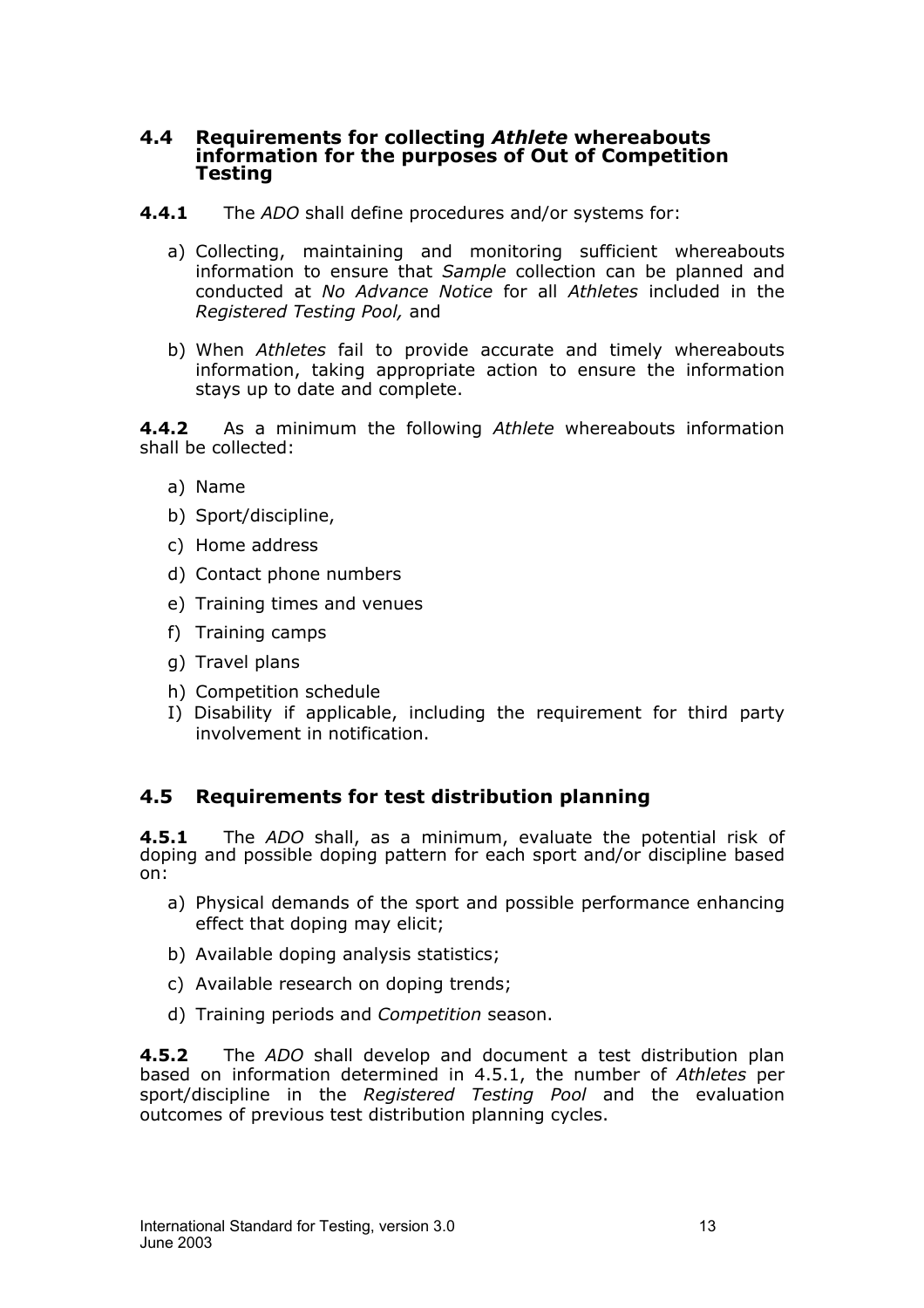## 4.4 Requirements for collecting *Athlete* whereabouts information for the purposes of Out of Competition Testing

**4.4.1** The *ADO* shall define procedures and/or systems for:

a) Collecting, maintaining and monitoring sufficient whereabouts information to ensure that *Sample* collection can be planned and conducted at *No Advance Notice* for all *Athletes* included in the *Registered Testing Pool,* and

b) When *Athletes* fail to provide accurate and timely whereabouts information, taking appropriate action to ensure the information stays up to date and complete.

**4.4.2** As a minimum the following *Athlete* whereabouts information shall be collected:

a) Name
b) Sport/discipline,
c) Home address
d) Contact phone numbers
e) Training times and venues
f) Training camps
g) Travel plans
h) Competition schedule
I) Disability if applicable, including the requirement for third party involvement in notification.

## 4.5 Requirements for test distribution planning

**4.5.1** The *ADO* shall, as a minimum, evaluate the potential risk of doping and possible doping pattern for each sport and/or discipline based on:

a) Physical demands of the sport and possible performance enhancing effect that doping may elicit;
b) Available doping analysis statistics;
c) Available research on doping trends;
d) Training periods and *Competition* season.

**4.5.2** The *ADO* shall develop and document a test distribution plan based on information determined in 4.5.1, the number of *Athletes* per sport/discipline in the *Registered Testing Pool* and the evaluation outcomes of previous test distribution planning cycles.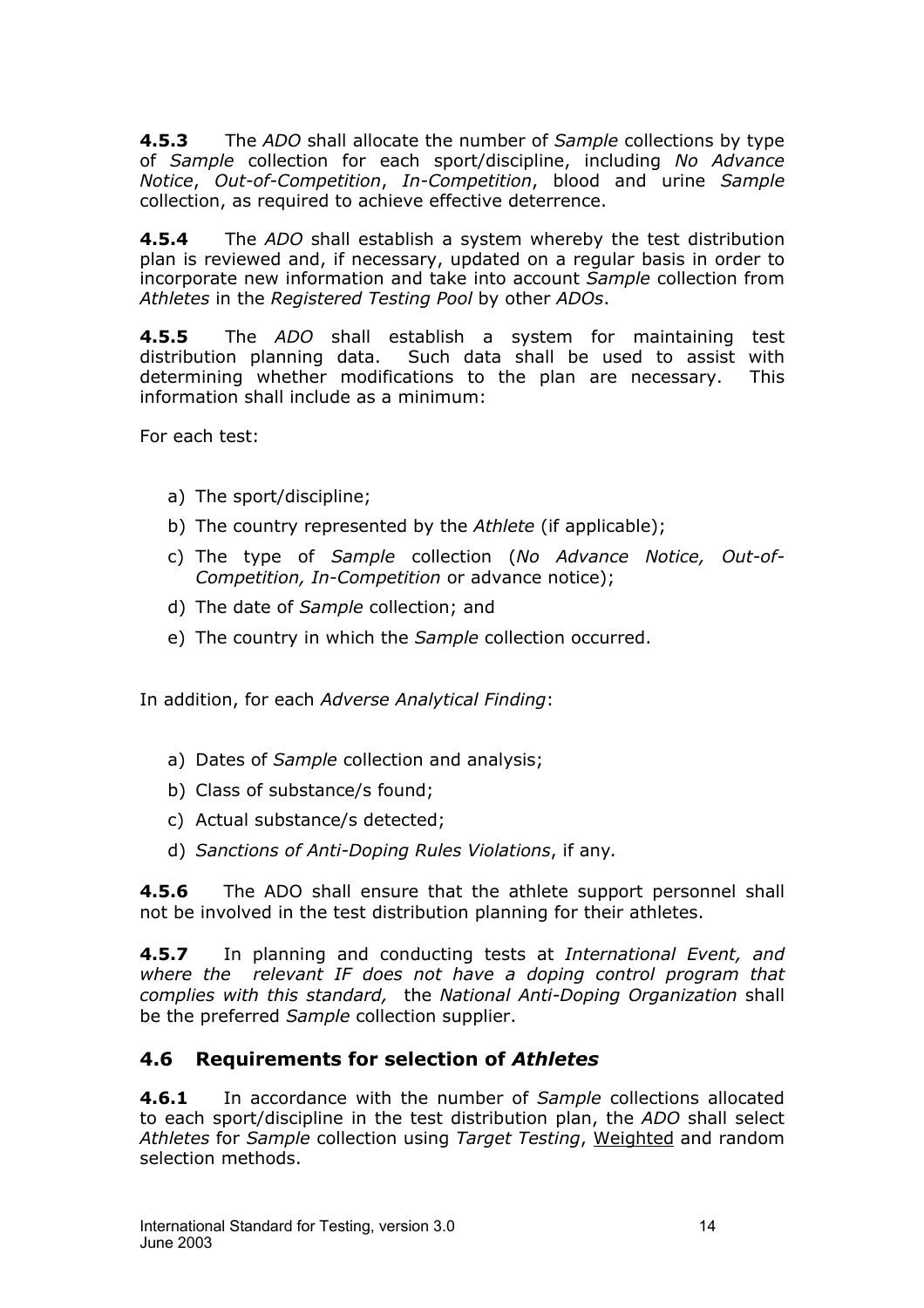**4.5.3** The *ADO* shall allocate the number of *Sample* collections by type of *Sample* collection for each sport/discipline, including *No Advance Notice*, *Out-of-Competition*, *In-Competition*, blood and urine *Sample* collection, as required to achieve effective deterrence.

**4.5.4** The *ADO* shall establish a system whereby the test distribution plan is reviewed and, if necessary, updated on a regular basis in order to incorporate new information and take into account *Sample* collection from *Athletes* in the *Registered Testing Pool* by other *ADOs*.

**4.5.5** The *ADO* shall establish a system for maintaining test distribution planning data. Such data shall be used to assist with determining whether modifications to the plan are necessary. This information shall include as a minimum:

For each test:

a) The sport/discipline;
b) The country represented by the *Athlete* (if applicable);
c) The type of *Sample* collection (*No Advance Notice, Out-of-Competition, In-Competition* or advance notice);
d) The date of *Sample* collection; and
e) The country in which the *Sample* collection occurred.

In addition, for each *Adverse Analytical Finding*:

a) Dates of *Sample* collection and analysis;
b) Class of substance/s found;
c) Actual substance/s detected;
d) *Sanctions of Anti-Doping Rules Violations*, if any*.*

**4.5.6** The ADO shall ensure that the athlete support personnel shall not be involved in the test distribution planning for their athletes.

**4.5.7** In planning and conducting tests at *International Event, and where the relevant IF does not have a doping control program that complies with this standard,* the *National Anti-Doping Organization* shall be the preferred *Sample* collection supplier.

## 4.6 Requirements for selection of *Athletes*

**4.6.1** In accordance with the number of *Sample* collections allocated to each sport/discipline in the test distribution plan, the *ADO* shall select *Athletes* for *Sample* collection using *Target Testing*, <u>Weighted</u> and random selection methods.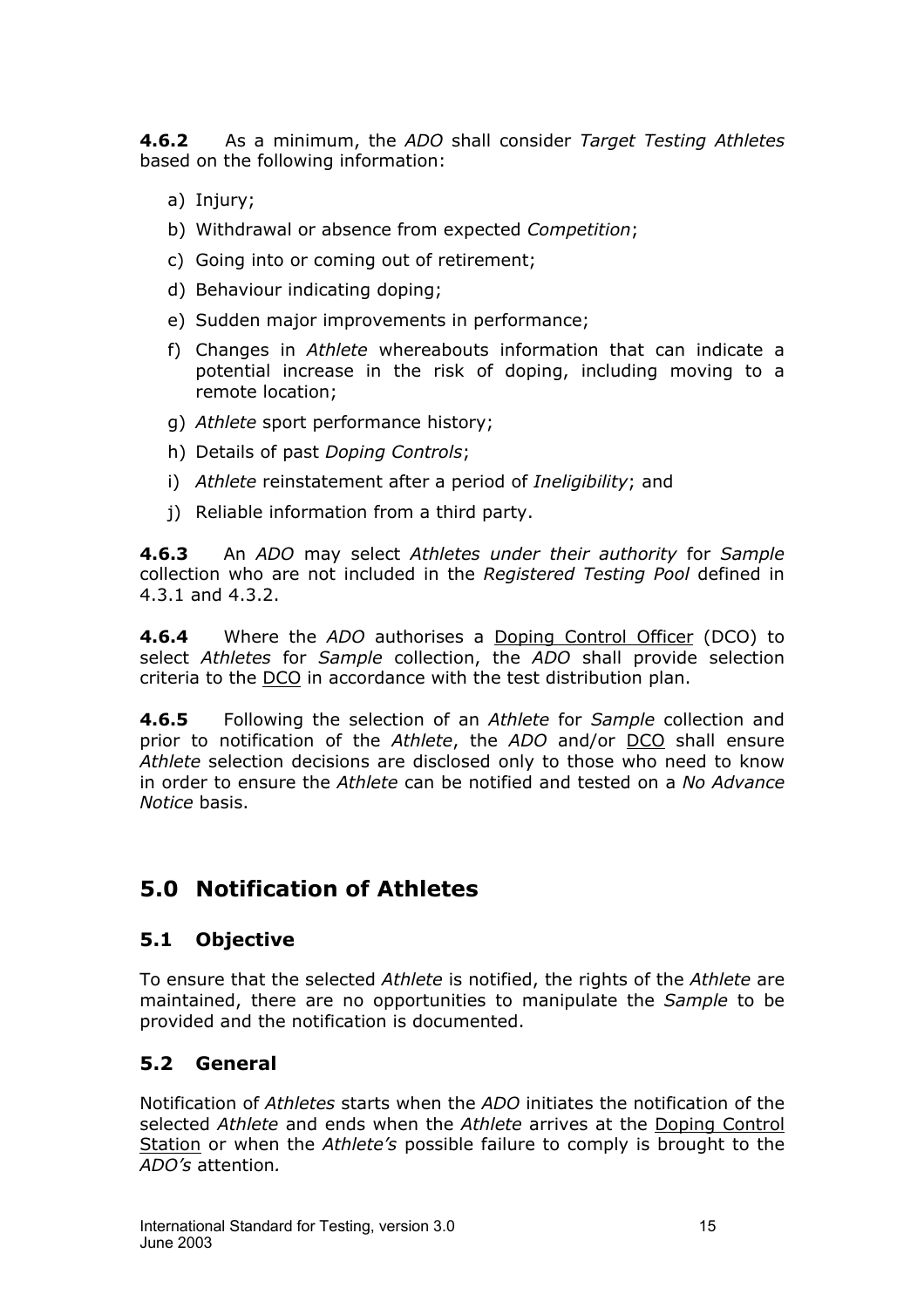**4.6.2** As a minimum, the *ADO* shall consider *Target Testing Athletes* based on the following information:

a) Injury;

b) Withdrawal or absence from expected *Competition*;

c) Going into or coming out of retirement;

d) Behaviour indicating doping;

e) Sudden major improvements in performance;

f) Changes in *Athlete* whereabouts information that can indicate a potential increase in the risk of doping, including moving to a remote location;

g) *Athlete* sport performance history;

h) Details of past *Doping Controls*;

i) *Athlete* reinstatement after a period of *Ineligibility*; and

j) Reliable information from a third party.

**4.6.3** An *ADO* may select *Athletes under their authority* for *Sample* collection who are not included in the *Registered Testing Pool* defined in 4.3.1 and 4.3.2.

**4.6.4** Where the *ADO* authorises a Doping Control Officer (DCO) to select *Athletes* for *Sample* collection, the *ADO* shall provide selection criteria to the DCO in accordance with the test distribution plan.

**4.6.5** Following the selection of an *Athlete* for *Sample* collection and prior to notification of the *Athlete*, the *ADO* and/or DCO shall ensure *Athlete* selection decisions are disclosed only to those who need to know in order to ensure the *Athlete* can be notified and tested on a *No Advance Notice* basis.

# 5.0 Notification of Athletes

## 5.1 Objective

To ensure that the selected *Athlete* is notified, the rights of the *Athlete* are maintained, there are no opportunities to manipulate the *Sample* to be provided and the notification is documented.

## 5.2 General

Notification of *Athletes* starts when the *ADO* initiates the notification of the selected *Athlete* and ends when the *Athlete* arrives at the Doping Control Station or when the *Athlete's* possible failure to comply is brought to the *ADO's* attention.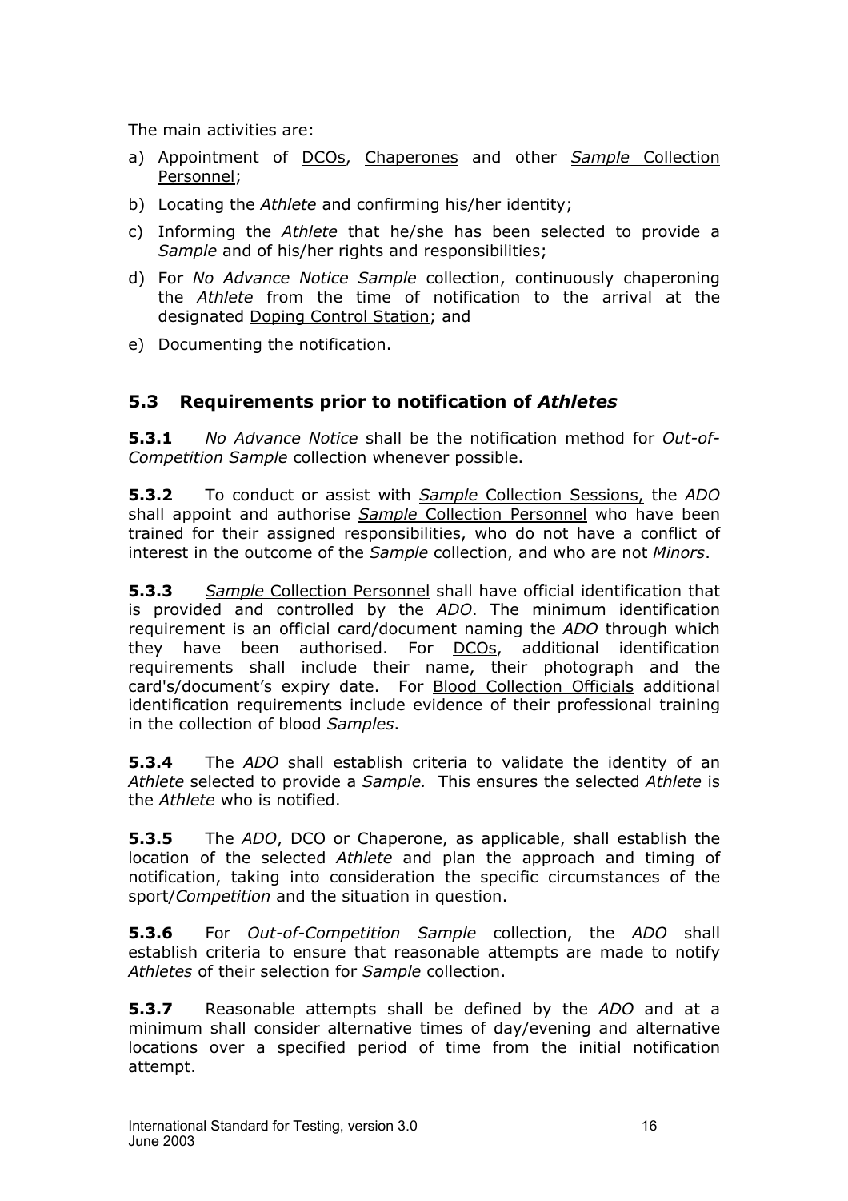The main activities are:

a) Appointment of DCOs, Chaperones and other *Sample* Collection Personnel;

b) Locating the *Athlete* and confirming his/her identity;

c) Informing the *Athlete* that he/she has been selected to provide a *Sample* and of his/her rights and responsibilities;

d) For *No Advance Notice Sample* collection, continuously chaperoning the *Athlete* from the time of notification to the arrival at the designated Doping Control Station; and

e) Documenting the notification.

## 5.3 Requirements prior to notification of *Athletes*

**5.3.1** *No Advance Notice* shall be the notification method for *Out-of-Competition Sample* collection whenever possible.

**5.3.2** To conduct or assist with *Sample* Collection Sessions, the *ADO* shall appoint and authorise *Sample* Collection Personnel who have been trained for their assigned responsibilities, who do not have a conflict of interest in the outcome of the *Sample* collection, and who are not *Minors*.

**5.3.3** *Sample* Collection Personnel shall have official identification that is provided and controlled by the *ADO*. The minimum identification requirement is an official card/document naming the *ADO* through which they have been authorised. For DCOs, additional identification requirements shall include their name, their photograph and the card's/document's expiry date. For Blood Collection Officials additional identification requirements include evidence of their professional training in the collection of blood *Samples*.

**5.3.4** The *ADO* shall establish criteria to validate the identity of an *Athlete* selected to provide a *Sample.* This ensures the selected *Athlete* is the *Athlete* who is notified.

**5.3.5** The *ADO*, DCO or Chaperone, as applicable, shall establish the location of the selected *Athlete* and plan the approach and timing of notification, taking into consideration the specific circumstances of the sport/*Competition* and the situation in question.

**5.3.6** For *Out-of-Competition Sample* collection, the *ADO* shall establish criteria to ensure that reasonable attempts are made to notify *Athletes* of their selection for *Sample* collection.

**5.3.7** Reasonable attempts shall be defined by the *ADO* and at a minimum shall consider alternative times of day/evening and alternative locations over a specified period of time from the initial notification attempt.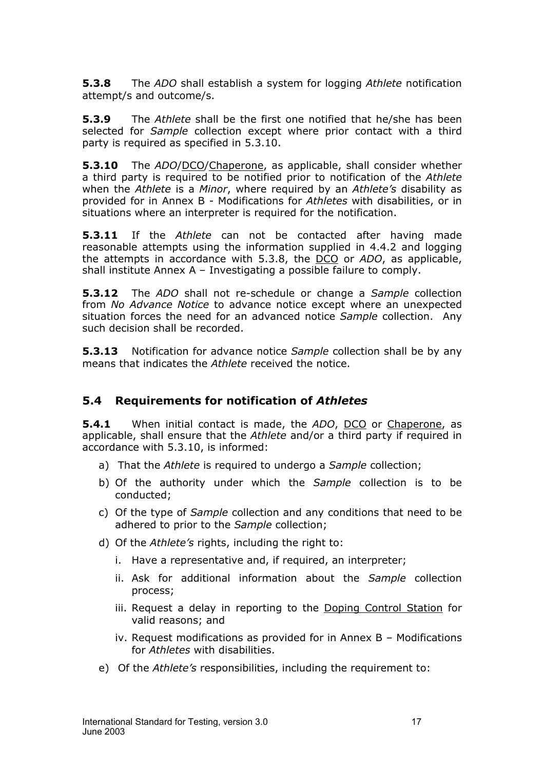**5.3.8** The *ADO* shall establish a system for logging *Athlete* notification attempt/s and outcome/s.

**5.3.9** The *Athlete* shall be the first one notified that he/she has been selected for *Sample* collection except where prior contact with a third party is required as specified in 5.3.10.

**5.3.10** The *ADO*/DCO/Chaperone, as applicable, shall consider whether a third party is required to be notified prior to notification of the *Athlete* when the *Athlete* is a *Minor*, where required by an *Athlete's* disability as provided for in Annex B - Modifications for *Athletes* with disabilities, or in situations where an interpreter is required for the notification.

**5.3.11** If the *Athlete* can not be contacted after having made reasonable attempts using the information supplied in 4.4.2 and logging the attempts in accordance with 5.3.8, the DCO or *ADO*, as applicable, shall institute Annex A – Investigating a possible failure to comply.

**5.3.12** The *ADO* shall not re-schedule or change a *Sample* collection from *No Advance Notice* to advance notice except where an unexpected situation forces the need for an advanced notice *Sample* collection. Any such decision shall be recorded.

**5.3.13** Notification for advance notice *Sample* collection shall be by any means that indicates the *Athlete* received the notice.

## 5.4 Requirements for notification of *Athletes*

**5.4.1** When initial contact is made, the *ADO*, DCO or Chaperone, as applicable, shall ensure that the *Athlete* and/or a third party if required in accordance with 5.3.10, is informed:

a) That the *Athlete* is required to undergo a *Sample* collection;

b) Of the authority under which the *Sample* collection is to be conducted;

c) Of the type of *Sample* collection and any conditions that need to be adhered to prior to the *Sample* collection;

d) Of the *Athlete's* rights, including the right to:

   i. Have a representative and, if required, an interpreter;

   ii. Ask for additional information about the *Sample* collection process;

   iii. Request a delay in reporting to the Doping Control Station for valid reasons; and

   iv. Request modifications as provided for in Annex B – Modifications for *Athletes* with disabilities.

e) Of the *Athlete's* responsibilities, including the requirement to: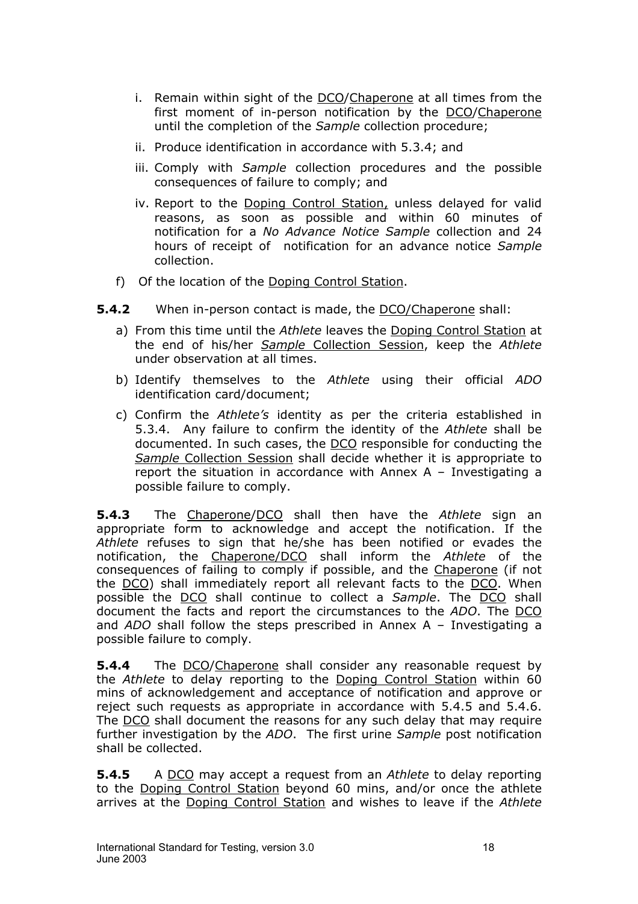i. Remain within sight of the DCO/Chaperone at all times from the first moment of in-person notification by the DCO/Chaperone until the completion of the *Sample* collection procedure;

   ii. Produce identification in accordance with 5.3.4; and

   iii. Comply with *Sample* collection procedures and the possible consequences of failure to comply; and

   iv. Report to the Doping Control Station, unless delayed for valid reasons, as soon as possible and within 60 minutes of notification for a *No Advance Notice Sample* collection and 24 hours of receipt of notification for an advance notice *Sample* collection.

f) Of the location of the Doping Control Station.

**5.4.2** When in-person contact is made, the DCO/Chaperone shall:

a) From this time until the *Athlete* leaves the Doping Control Station at the end of his/her *Sample* Collection Session, keep the *Athlete* under observation at all times.

b) Identify themselves to the *Athlete* using their official *ADO* identification card/document;

c) Confirm the *Athlete's* identity as per the criteria established in 5.3.4. Any failure to confirm the identity of the *Athlete* shall be documented. In such cases, the DCO responsible for conducting the *Sample* Collection Session shall decide whether it is appropriate to report the situation in accordance with Annex A – Investigating a possible failure to comply.

**5.4.3** The Chaperone/DCO shall then have the *Athlete* sign an appropriate form to acknowledge and accept the notification. If the *Athlete* refuses to sign that he/she has been notified or evades the notification, the Chaperone/DCO shall inform the *Athlete* of the consequences of failing to comply if possible, and the Chaperone (if not the DCO) shall immediately report all relevant facts to the DCO. When possible the DCO shall continue to collect a *Sample*. The DCO shall document the facts and report the circumstances to the *ADO*. The DCO and *ADO* shall follow the steps prescribed in Annex A – Investigating a possible failure to comply.

**5.4.4** The DCO/Chaperone shall consider any reasonable request by the *Athlete* to delay reporting to the Doping Control Station within 60 mins of acknowledgement and acceptance of notification and approve or reject such requests as appropriate in accordance with 5.4.5 and 5.4.6. The DCO shall document the reasons for any such delay that may require further investigation by the *ADO*. The first urine *Sample* post notification shall be collected.

**5.4.5** A DCO may accept a request from an *Athlete* to delay reporting to the Doping Control Station beyond 60 mins, and/or once the athlete arrives at the Doping Control Station and wishes to leave if the *Athlete*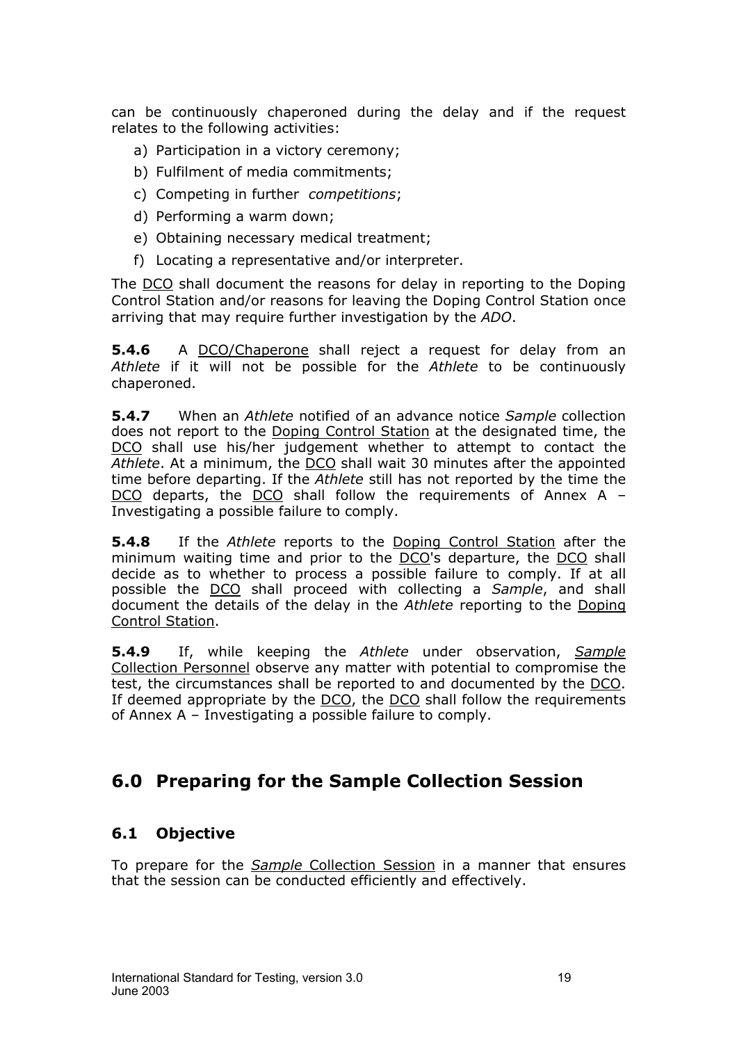can be continuously chaperoned during the delay and if the request relates to the following activities:

a) Participation in a victory ceremony;
b) Fulfilment of media commitments;
c) Competing in further *competitions*;
d) Performing a warm down;
e) Obtaining necessary medical treatment;
f) Locating a representative and/or interpreter.

The DCO shall document the reasons for delay in reporting to the Doping Control Station and/or reasons for leaving the Doping Control Station once arriving that may require further investigation by the *ADO*.

**5.4.6** A DCO/Chaperone shall reject a request for delay from an *Athlete* if it will not be possible for the *Athlete* to be continuously chaperoned.

**5.4.7** When an *Athlete* notified of an advance notice *Sample* collection does not report to the Doping Control Station at the designated time, the DCO shall use his/her judgement whether to attempt to contact the *Athlete*. At a minimum, the DCO shall wait 30 minutes after the appointed time before departing. If the *Athlete* still has not reported by the time the DCO departs, the DCO shall follow the requirements of Annex A – Investigating a possible failure to comply.

**5.4.8** If the *Athlete* reports to the Doping Control Station after the minimum waiting time and prior to the DCO's departure, the DCO shall decide as to whether to process a possible failure to comply. If at all possible the DCO shall proceed with collecting a *Sample*, and shall document the details of the delay in the *Athlete* reporting to the Doping Control Station.

**5.4.9** If, while keeping the *Athlete* under observation, *Sample* Collection Personnel observe any matter with potential to compromise the test, the circumstances shall be reported to and documented by the DCO. If deemed appropriate by the DCO, the DCO shall follow the requirements of Annex A – Investigating a possible failure to comply.

## 6.0 Preparing for the Sample Collection Session

### 6.1 Objective

To prepare for the *Sample* Collection Session in a manner that ensures that the session can be conducted efficiently and effectively.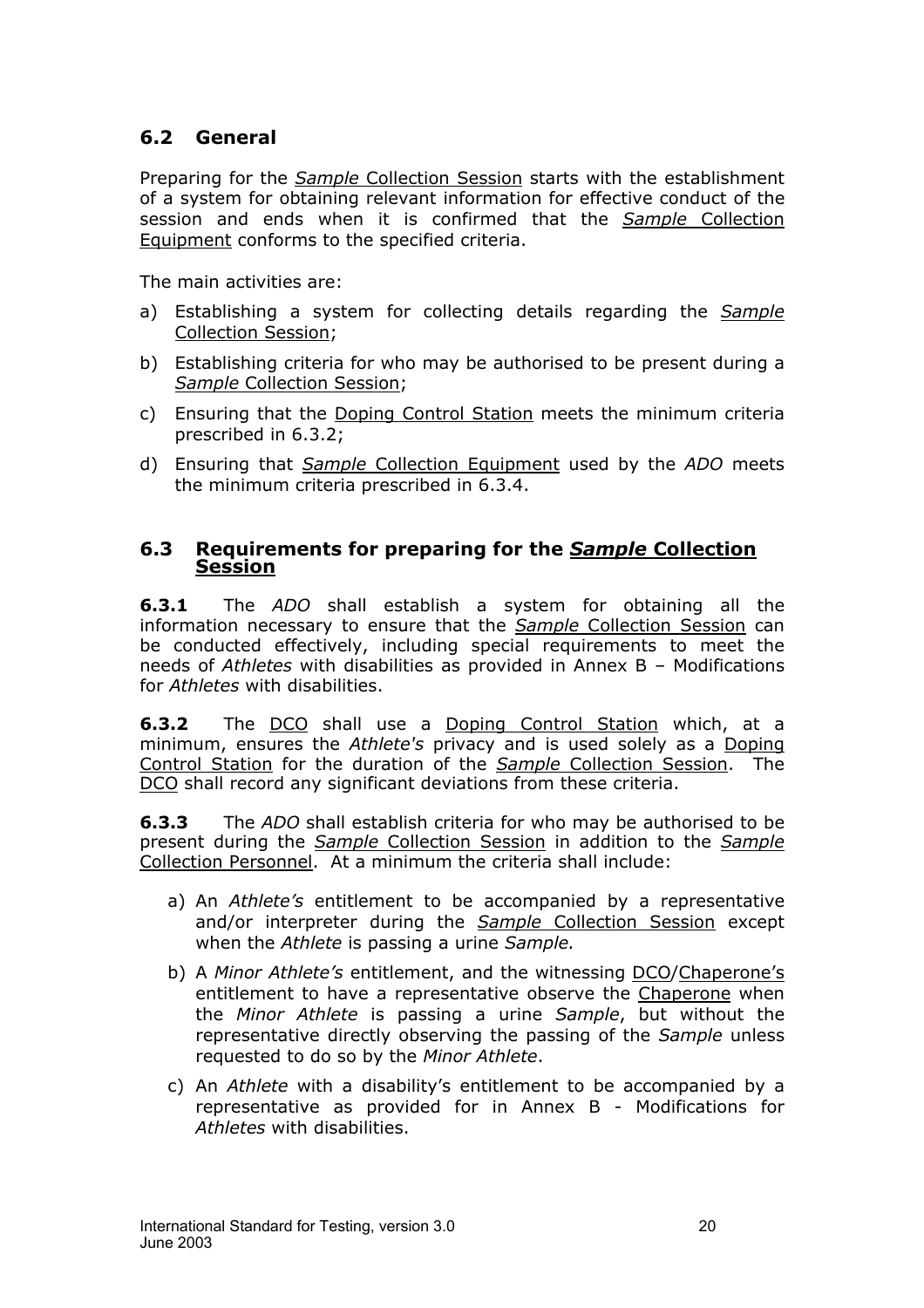## 6.2 General

Preparing for the *Sample* Collection Session starts with the establishment of a system for obtaining relevant information for effective conduct of the session and ends when it is confirmed that the *Sample* Collection Equipment conforms to the specified criteria.

The main activities are:

a) Establishing a system for collecting details regarding the *Sample* Collection Session;

b) Establishing criteria for who may be authorised to be present during a *Sample* Collection Session;

c) Ensuring that the Doping Control Station meets the minimum criteria prescribed in 6.3.2;

d) Ensuring that *Sample* Collection Equipment used by the *ADO* meets the minimum criteria prescribed in 6.3.4.

## 6.3 Requirements for preparing for the *Sample* Collection Session

**6.3.1** The *ADO* shall establish a system for obtaining all the information necessary to ensure that the *Sample* Collection Session can be conducted effectively, including special requirements to meet the needs of *Athletes* with disabilities as provided in Annex B – Modifications for *Athletes* with disabilities.

**6.3.2** The DCO shall use a Doping Control Station which, at a minimum, ensures the *Athlete's* privacy and is used solely as a Doping Control Station for the duration of the *Sample* Collection Session. The DCO shall record any significant deviations from these criteria.

**6.3.3** The *ADO* shall establish criteria for who may be authorised to be present during the *Sample* Collection Session in addition to the *Sample* Collection Personnel. At a minimum the criteria shall include:

a) An *Athlete's* entitlement to be accompanied by a representative and/or interpreter during the *Sample* Collection Session except when the *Athlete* is passing a urine *Sample.*

b) A *Minor Athlete's* entitlement, and the witnessing DCO/Chaperone's entitlement to have a representative observe the Chaperone when the *Minor Athlete* is passing a urine *Sample*, but without the representative directly observing the passing of the *Sample* unless requested to do so by the *Minor Athlete*.

c) An *Athlete* with a disability's entitlement to be accompanied by a representative as provided for in Annex B - Modifications for *Athletes* with disabilities.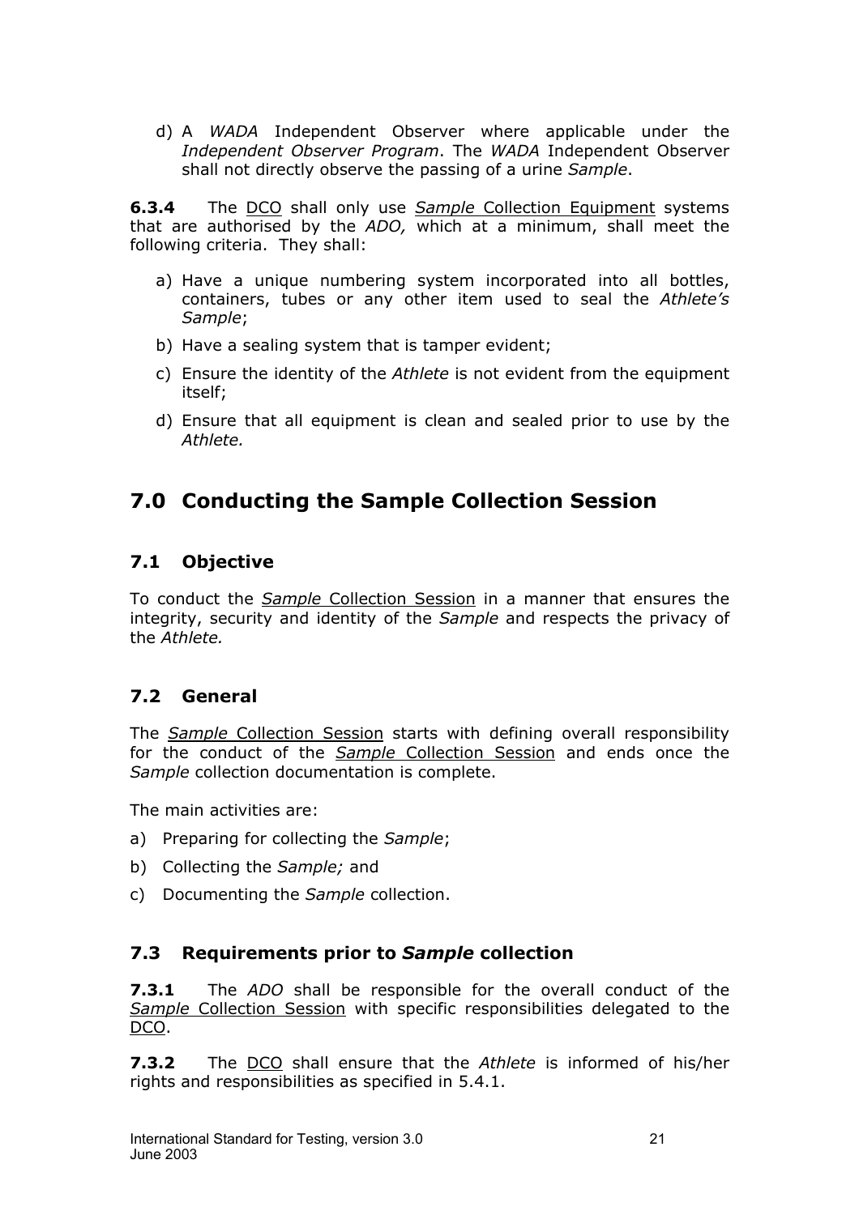d) A *WADA* Independent Observer where applicable under the *Independent Observer Program*. The *WADA* Independent Observer shall not directly observe the passing of a urine *Sample*.

**6.3.4** The DCO shall only use *Sample* Collection Equipment systems that are authorised by the *ADO,* which at a minimum, shall meet the following criteria. They shall:

a) Have a unique numbering system incorporated into all bottles, containers, tubes or any other item used to seal the *Athlete's Sample*;

b) Have a sealing system that is tamper evident;

c) Ensure the identity of the *Athlete* is not evident from the equipment itself;

d) Ensure that all equipment is clean and sealed prior to use by the *Athlete.*

## 7.0 Conducting the Sample Collection Session

### 7.1 Objective

To conduct the *Sample* Collection Session in a manner that ensures the integrity, security and identity of the *Sample* and respects the privacy of the *Athlete.*

### 7.2 General

The *Sample* Collection Session starts with defining overall responsibility for the conduct of the *Sample* Collection Session and ends once the *Sample* collection documentation is complete.

The main activities are:

a) Preparing for collecting the *Sample*;

b) Collecting the *Sample;* and

c) Documenting the *Sample* collection.

### 7.3 Requirements prior to *Sample* collection

**7.3.1** The *ADO* shall be responsible for the overall conduct of the *Sample* Collection Session with specific responsibilities delegated to the DCO.

**7.3.2** The DCO shall ensure that the *Athlete* is informed of his/her rights and responsibilities as specified in 5.4.1.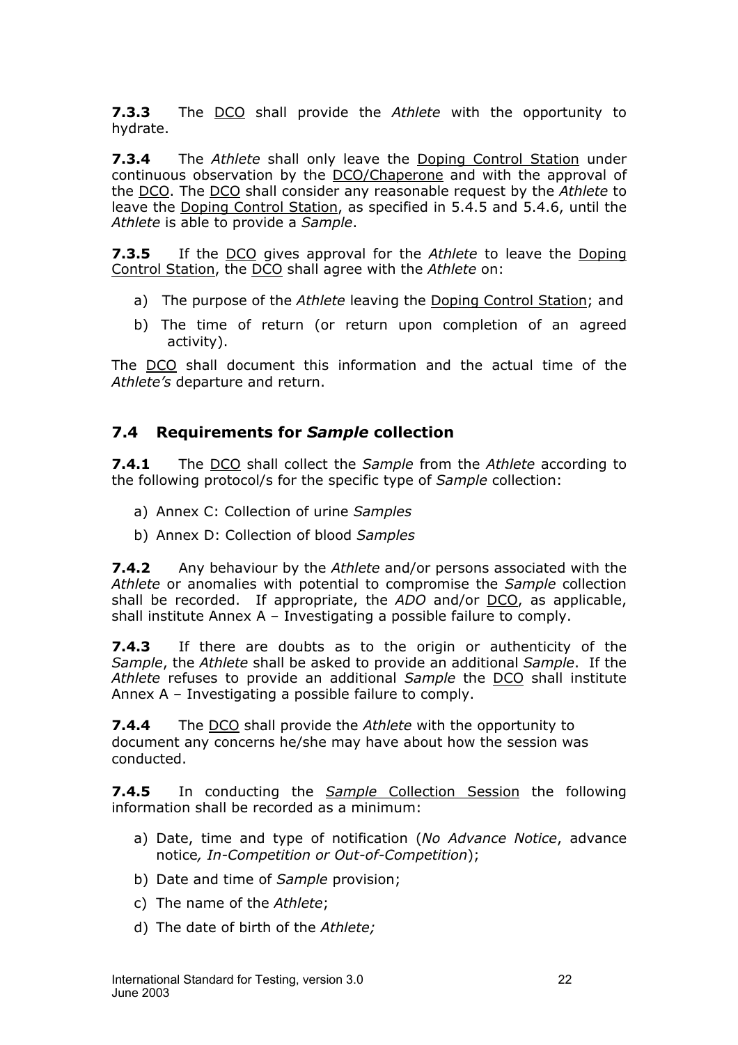**7.3.3** The DCO shall provide the *Athlete* with the opportunity to hydrate.

**7.3.4** The *Athlete* shall only leave the Doping Control Station under continuous observation by the DCO/Chaperone and with the approval of the DCO. The DCO shall consider any reasonable request by the *Athlete* to leave the Doping Control Station, as specified in 5.4.5 and 5.4.6, until the *Athlete* is able to provide a *Sample*.

**7.3.5** If the DCO gives approval for the *Athlete* to leave the Doping Control Station, the DCO shall agree with the *Athlete* on:

a) The purpose of the *Athlete* leaving the Doping Control Station; and

b) The time of return (or return upon completion of an agreed activity).

The DCO shall document this information and the actual time of the *Athlete's* departure and return.

## 7.4 Requirements for *Sample* collection

**7.4.1** The DCO shall collect the *Sample* from the *Athlete* according to the following protocol/s for the specific type of *Sample* collection:

a) Annex C: Collection of urine *Samples*

b) Annex D: Collection of blood *Samples*

**7.4.2** Any behaviour by the *Athlete* and/or persons associated with the *Athlete* or anomalies with potential to compromise the *Sample* collection shall be recorded. If appropriate, the *ADO* and/or DCO, as applicable, shall institute Annex A – Investigating a possible failure to comply.

**7.4.3** If there are doubts as to the origin or authenticity of the *Sample*, the *Athlete* shall be asked to provide an additional *Sample*. If the *Athlete* refuses to provide an additional *Sample* the DCO shall institute Annex A – Investigating a possible failure to comply.

**7.4.4** The DCO shall provide the *Athlete* with the opportunity to document any concerns he/she may have about how the session was conducted.

**7.4.5** In conducting the *Sample* Collection Session the following information shall be recorded as a minimum:

a) Date, time and type of notification (*No Advance Notice*, advance notice*, In-Competition or Out-of-Competition*);

b) Date and time of *Sample* provision;

c) The name of the *Athlete*;

d) The date of birth of the *Athlete;*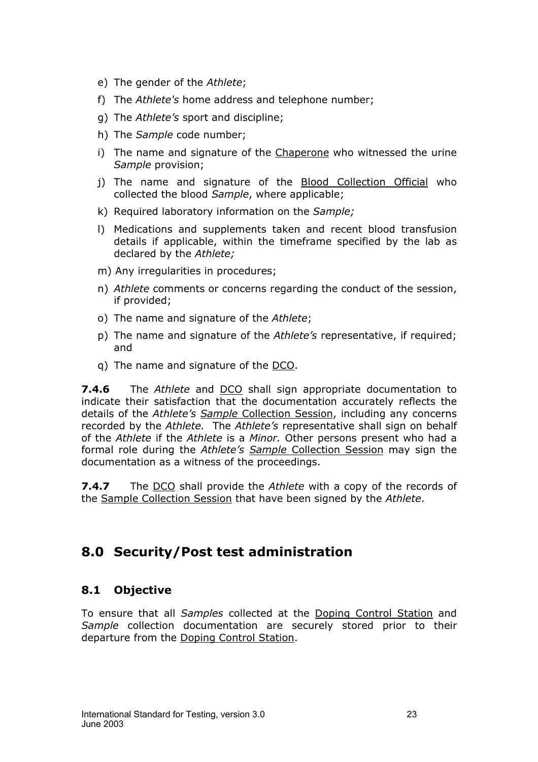e) The gender of the *Athlete*;

f) The *Athlete's* home address and telephone number;

g) The *Athlete's* sport and discipline;

h) The *Sample* code number;

i) The name and signature of the Chaperone who witnessed the urine *Sample* provision;

j) The name and signature of the Blood Collection Official who collected the blood *Sample*, where applicable;

k) Required laboratory information on the *Sample;*

l) Medications and supplements taken and recent blood transfusion details if applicable, within the timeframe specified by the lab as declared by the *Athlete;*

m) Any irregularities in procedures;

n) *Athlete* comments or concerns regarding the conduct of the session, if provided;

o) The name and signature of the *Athlete*;

p) The name and signature of the *Athlete's* representative, if required; and

q) The name and signature of the DCO.

**7.4.6** The *Athlete* and DCO shall sign appropriate documentation to indicate their satisfaction that the documentation accurately reflects the details of the *Athlete's* *Sample* Collection Session, including any concerns recorded by the *Athlete.* The *Athlete's* representative shall sign on behalf of the *Athlete* if the *Athlete* is a *Minor.* Other persons present who had a formal role during the *Athlete's* *Sample* Collection Session may sign the documentation as a witness of the proceedings.

**7.4.7** The DCO shall provide the *Athlete* with a copy of the records of the Sample Collection Session that have been signed by the *Athlete*.

## 8.0 Security/Post test administration

### 8.1 Objective

To ensure that all *Samples* collected at the Doping Control Station and *Sample* collection documentation are securely stored prior to their departure from the Doping Control Station.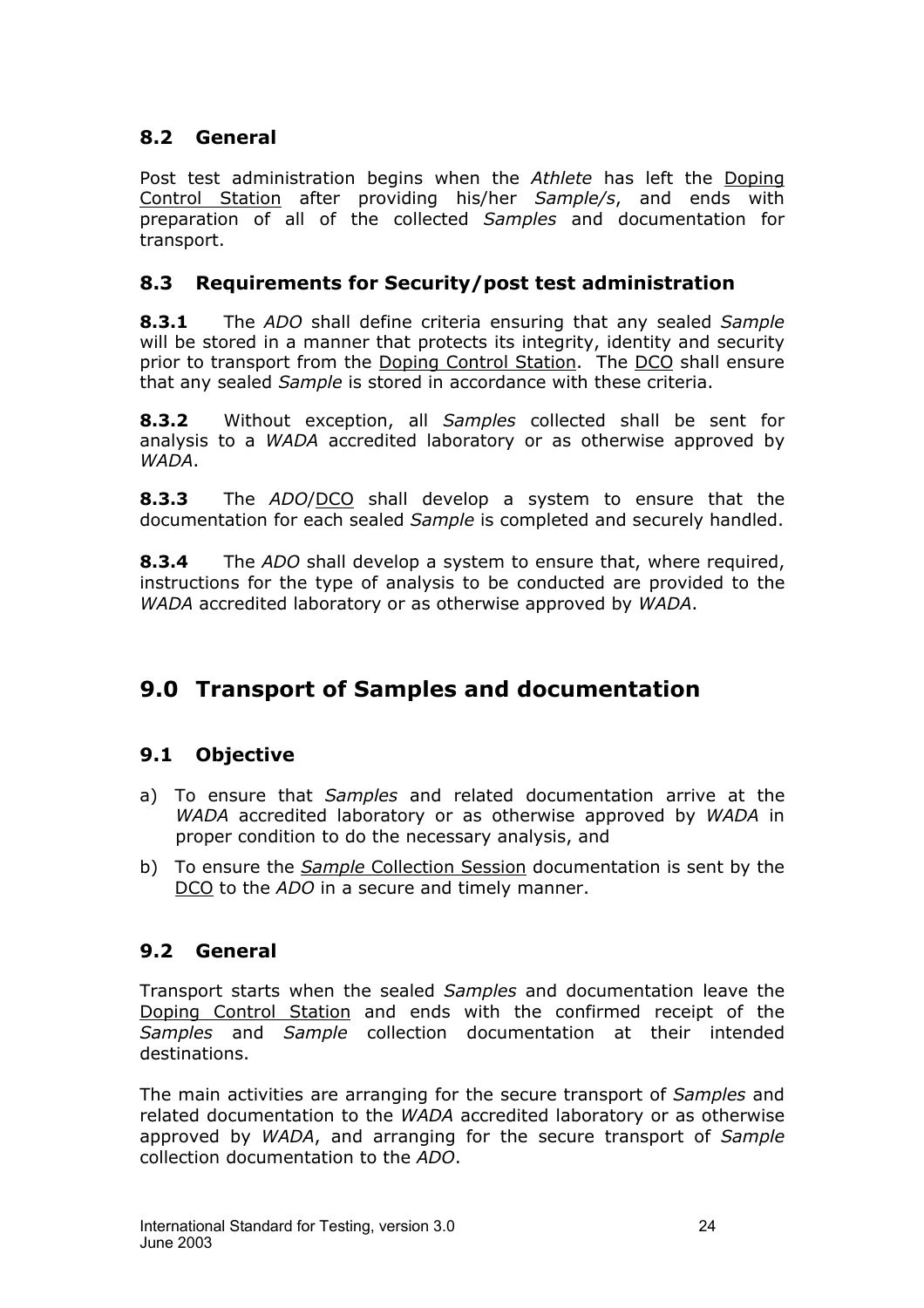### 8.2 General

Post test administration begins when the *Athlete* has left the Doping Control Station after providing his/her *Sample/s*, and ends with preparation of all of the collected *Samples* and documentation for transport.

### 8.3 Requirements for Security/post test administration

**8.3.1** The *ADO* shall define criteria ensuring that any sealed *Sample* will be stored in a manner that protects its integrity, identity and security prior to transport from the Doping Control Station. The DCO shall ensure that any sealed *Sample* is stored in accordance with these criteria.

**8.3.2** Without exception, all *Samples* collected shall be sent for analysis to a *WADA* accredited laboratory or as otherwise approved by *WADA*.

**8.3.3** The *ADO*/DCO shall develop a system to ensure that the documentation for each sealed *Sample* is completed and securely handled.

**8.3.4** The *ADO* shall develop a system to ensure that, where required, instructions for the type of analysis to be conducted are provided to the *WADA* accredited laboratory or as otherwise approved by *WADA*.

## 9.0 Transport of Samples and documentation

### 9.1 Objective

a) To ensure that *Samples* and related documentation arrive at the *WADA* accredited laboratory or as otherwise approved by *WADA* in proper condition to do the necessary analysis, and

b) To ensure the *Sample* Collection Session documentation is sent by the DCO to the *ADO* in a secure and timely manner.

### 9.2 General

Transport starts when the sealed *Samples* and documentation leave the Doping Control Station and ends with the confirmed receipt of the *Samples* and *Sample* collection documentation at their intended destinations.

The main activities are arranging for the secure transport of *Samples* and related documentation to the *WADA* accredited laboratory or as otherwise approved by *WADA*, and arranging for the secure transport of *Sample* collection documentation to the *ADO*.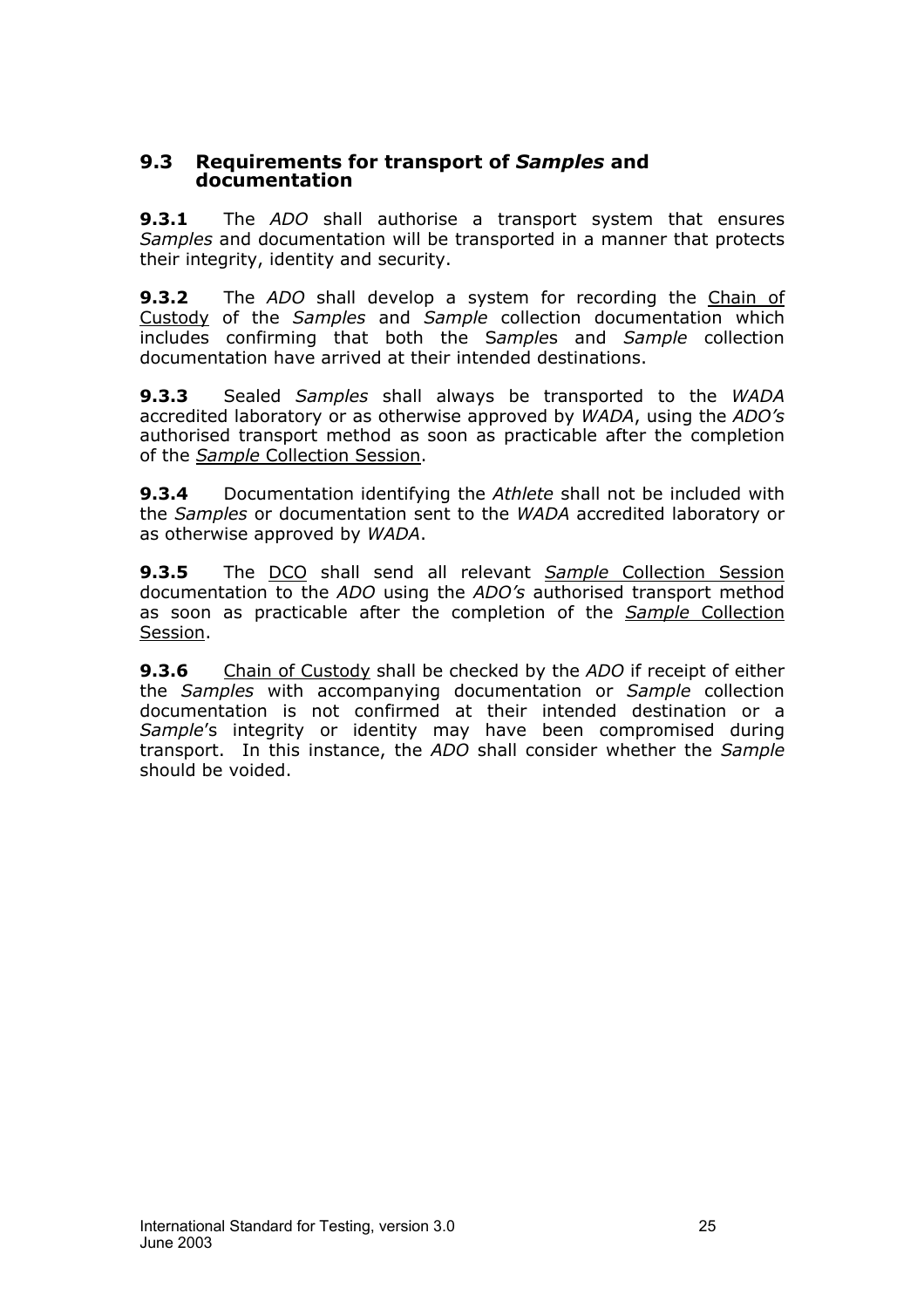### 9.3 Requirements for transport of *Samples* and documentation

**9.3.1** The *ADO* shall authorise a transport system that ensures *Samples* and documentation will be transported in a manner that protects their integrity, identity and security.

**9.3.2** The *ADO* shall develop a system for recording the Chain of Custody of the *Samples* and *Sample* collection documentation which includes confirming that both the S*ample*s and *Sample* collection documentation have arrived at their intended destinations.

**9.3.3** Sealed *Samples* shall always be transported to the *WADA* accredited laboratory or as otherwise approved by *WADA*, using the *ADO's* authorised transport method as soon as practicable after the completion of the *Sample* Collection Session.

**9.3.4** Documentation identifying the *Athlete* shall not be included with the *Samples* or documentation sent to the *WADA* accredited laboratory or as otherwise approved by *WADA*.

**9.3.5** The DCO shall send all relevant *Sample* Collection Session documentation to the *ADO* using the *ADO's* authorised transport method as soon as practicable after the completion of the *Sample* Collection Session.

**9.3.6** Chain of Custody shall be checked by the *ADO* if receipt of either the *Samples* with accompanying documentation or *Sample* collection documentation is not confirmed at their intended destination or a *Sample*'s integrity or identity may have been compromised during transport. In this instance, the *ADO* shall consider whether the *Sample* should be voided.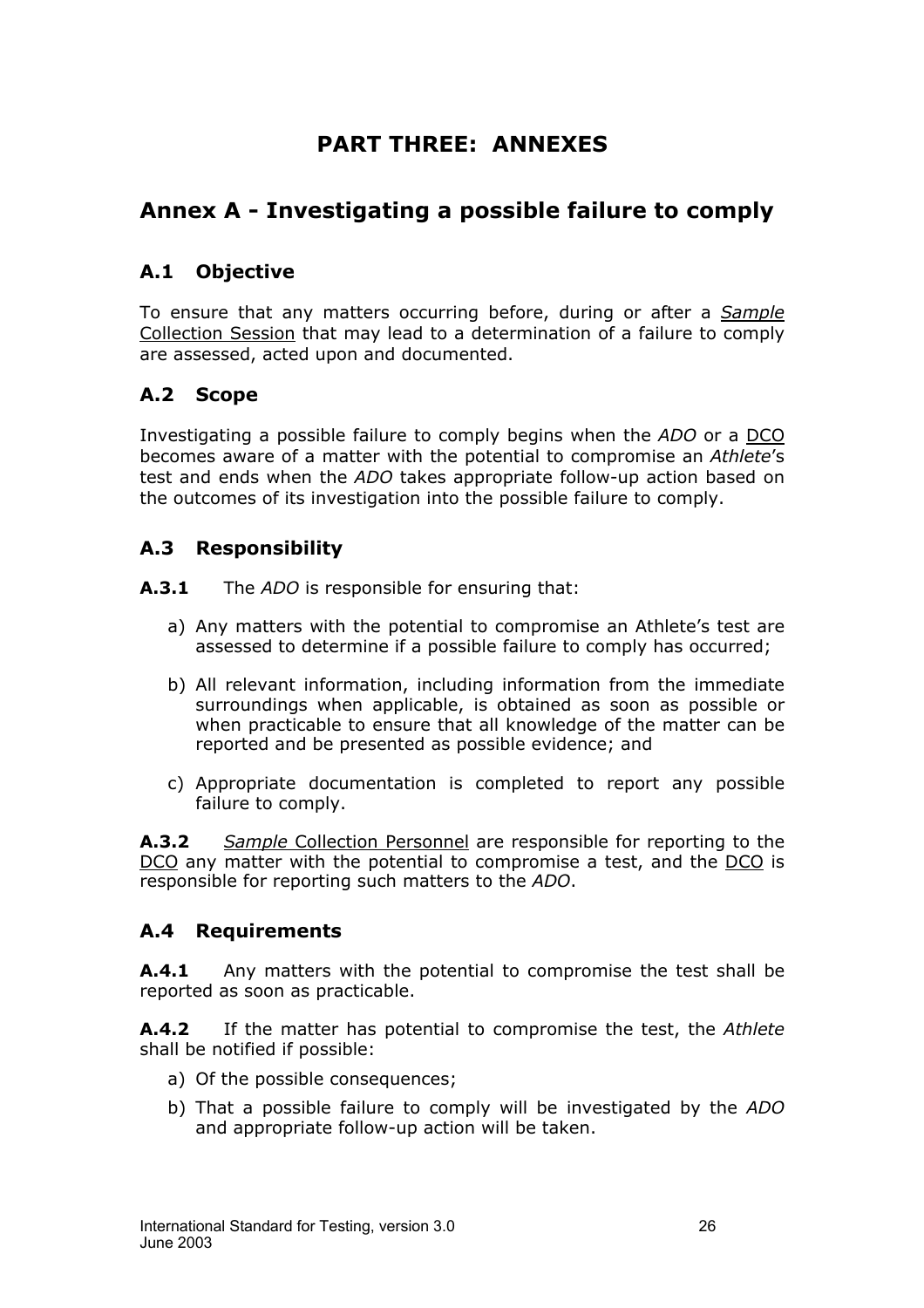# PART THREE: ANNEXES

## Annex A - Investigating a possible failure to comply

### A.1 Objective

To ensure that any matters occurring before, during or after a *Sample* Collection Session that may lead to a determination of a failure to comply are assessed, acted upon and documented.

### A.2 Scope

Investigating a possible failure to comply begins when the *ADO* or a DCO becomes aware of a matter with the potential to compromise an *Athlete*'s test and ends when the *ADO* takes appropriate follow-up action based on the outcomes of its investigation into the possible failure to comply.

### A.3 Responsibility

**A.3.1** The *ADO* is responsible for ensuring that:

a) Any matters with the potential to compromise an Athlete's test are assessed to determine if a possible failure to comply has occurred;

b) All relevant information, including information from the immediate surroundings when applicable, is obtained as soon as possible or when practicable to ensure that all knowledge of the matter can be reported and be presented as possible evidence; and

c) Appropriate documentation is completed to report any possible failure to comply.

**A.3.2** *Sample* Collection Personnel are responsible for reporting to the DCO any matter with the potential to compromise a test, and the DCO is responsible for reporting such matters to the *ADO*.

### A.4 Requirements

**A.4.1** Any matters with the potential to compromise the test shall be reported as soon as practicable.

**A.4.2** If the matter has potential to compromise the test, the *Athlete* shall be notified if possible:

a) Of the possible consequences;

b) That a possible failure to comply will be investigated by the *ADO* and appropriate follow-up action will be taken.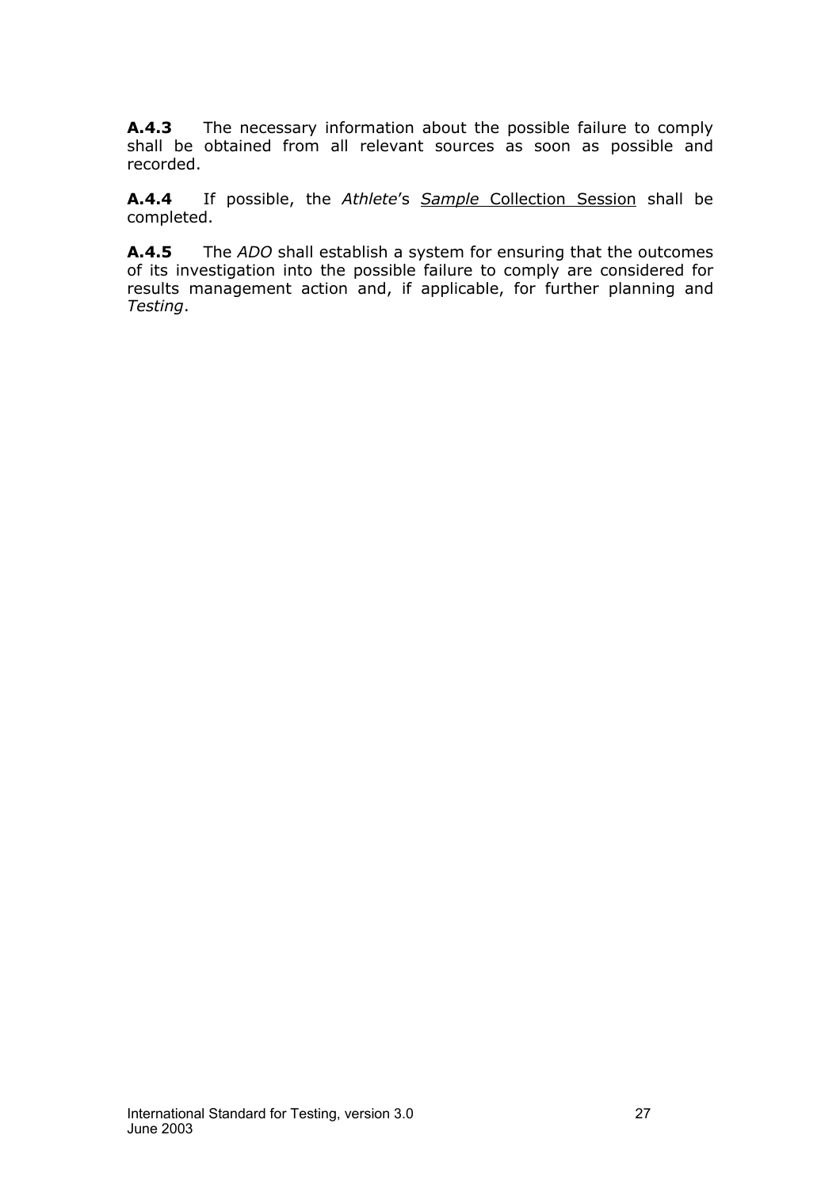**A.4.3** The necessary information about the possible failure to comply shall be obtained from all relevant sources as soon as possible and recorded.

**A.4.4** If possible, the *Athlete*'s *Sample* Collection Session shall be completed.

**A.4.5** The *ADO* shall establish a system for ensuring that the outcomes of its investigation into the possible failure to comply are considered for results management action and, if applicable, for further planning and *Testing*.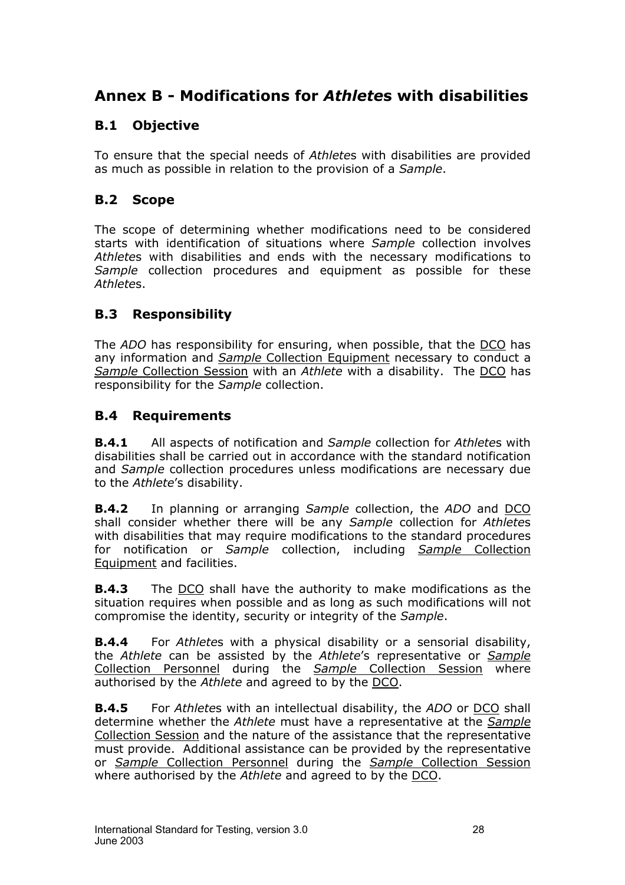# Annex B - Modifications for *Athlete*s with disabilities

## B.1 Objective

To ensure that the special needs of *Athlete*s with disabilities are provided as much as possible in relation to the provision of a *Sample*.

## B.2 Scope

The scope of determining whether modifications need to be considered starts with identification of situations where *Sample* collection involves *Athlete*s with disabilities and ends with the necessary modifications to *Sample* collection procedures and equipment as possible for these *Athlete*s.

## B.3 Responsibility

The *ADO* has responsibility for ensuring, when possible, that the DCO has any information and *Sample* Collection Equipment necessary to conduct a *Sample* Collection Session with an *Athlete* with a disability. The DCO has responsibility for the *Sample* collection.

## B.4 Requirements

**B.4.1** All aspects of notification and *Sample* collection for *Athlete*s with disabilities shall be carried out in accordance with the standard notification and *Sample* collection procedures unless modifications are necessary due to the *Athlete*'s disability.

**B.4.2** In planning or arranging *Sample* collection, the *ADO* and DCO shall consider whether there will be any *Sample* collection for *Athlete*s with disabilities that may require modifications to the standard procedures for notification or *Sample* collection, including *Sample* Collection Equipment and facilities.

**B.4.3** The DCO shall have the authority to make modifications as the situation requires when possible and as long as such modifications will not compromise the identity, security or integrity of the *Sample*.

**B.4.4** For *Athlete*s with a physical disability or a sensorial disability, the *Athlete* can be assisted by the *Athlete*'s representative or *Sample* Collection Personnel during the *Sample* Collection Session where authorised by the *Athlete* and agreed to by the DCO.

**B.4.5** For *Athlete*s with an intellectual disability, the *ADO* or DCO shall determine whether the *Athlete* must have a representative at the *Sample* Collection Session and the nature of the assistance that the representative must provide. Additional assistance can be provided by the representative or *Sample* Collection Personnel during the *Sample* Collection Session where authorised by the *Athlete* and agreed to by the DCO.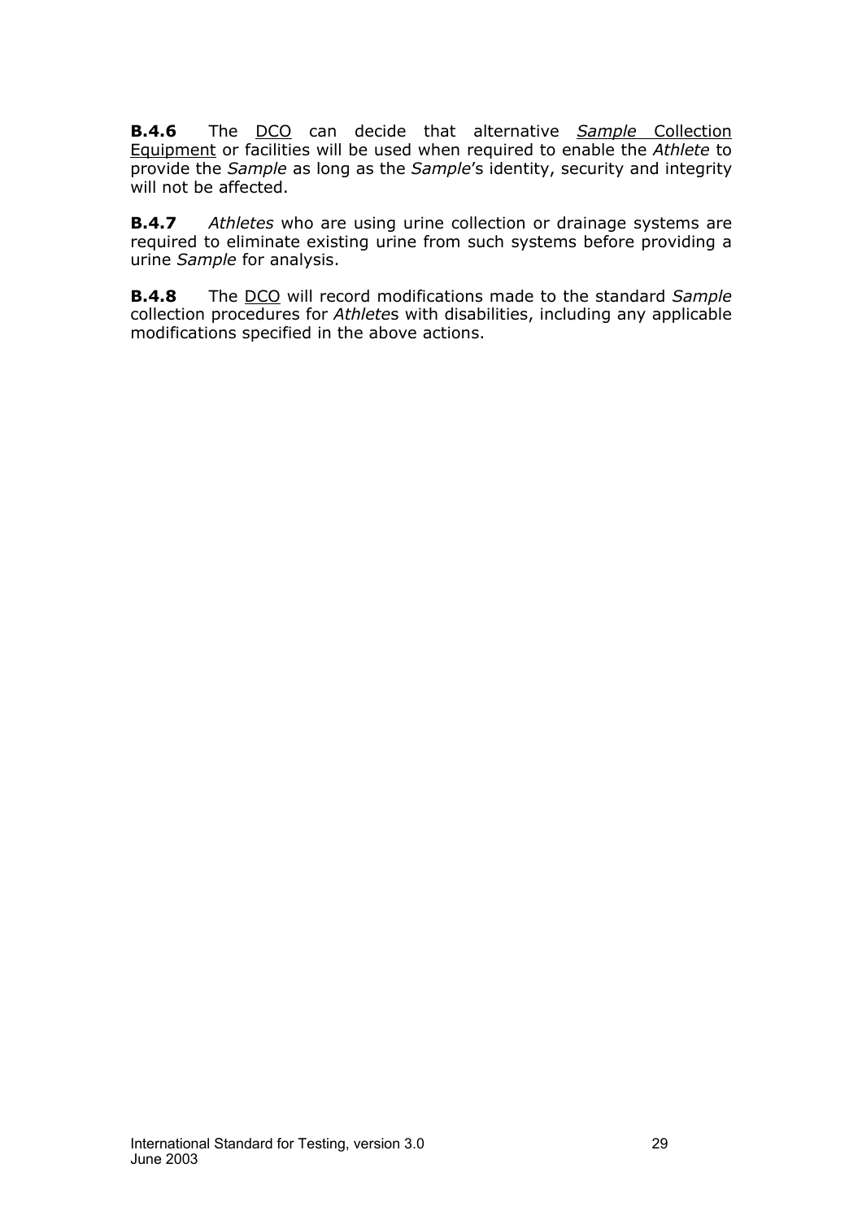**B.4.6** The <u>DCO</u> can decide that alternative <u>*Sample* Collection Equipment</u> or facilities will be used when required to enable the *Athlete* to provide the *Sample* as long as the *Sample*'s identity, security and integrity will not be affected.

**B.4.7** *Athletes* who are using urine collection or drainage systems are required to eliminate existing urine from such systems before providing a urine *Sample* for analysis.

**B.4.8** The <u>DCO</u> will record modifications made to the standard *Sample* collection procedures for *Athlete*s with disabilities, including any applicable modifications specified in the above actions.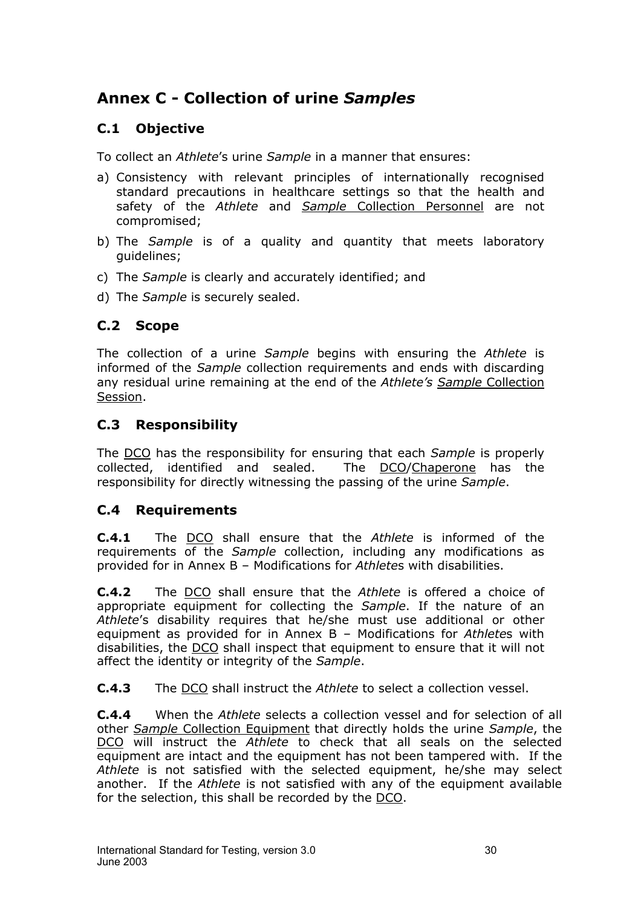# Annex C - Collection of urine *Samples*

## C.1 Objective

To collect an *Athlete*'s urine *Sample* in a manner that ensures:

a) Consistency with relevant principles of internationally recognised standard precautions in healthcare settings so that the health and safety of the *Athlete* and *Sample* Collection Personnel are not compromised;

b) The *Sample* is of a quality and quantity that meets laboratory guidelines;

c) The *Sample* is clearly and accurately identified; and

d) The *Sample* is securely sealed.

## C.2 Scope

The collection of a urine *Sample* begins with ensuring the *Athlete* is informed of the *Sample* collection requirements and ends with discarding any residual urine remaining at the end of the *Athlete's* *Sample* Collection Session.

## C.3 Responsibility

The DCO has the responsibility for ensuring that each *Sample* is properly collected, identified and sealed. The DCO/Chaperone has the responsibility for directly witnessing the passing of the urine *Sample*.

## C.4 Requirements

**C.4.1** The DCO shall ensure that the *Athlete* is informed of the requirements of the *Sample* collection, including any modifications as provided for in Annex B – Modifications for *Athlete*s with disabilities.

**C.4.2** The DCO shall ensure that the *Athlete* is offered a choice of appropriate equipment for collecting the *Sample*. If the nature of an *Athlete*'s disability requires that he/she must use additional or other equipment as provided for in Annex B – Modifications for *Athlete*s with disabilities, the DCO shall inspect that equipment to ensure that it will not affect the identity or integrity of the *Sample*.

**C.4.3** The DCO shall instruct the *Athlete* to select a collection vessel.

**C.4.4** When the *Athlete* selects a collection vessel and for selection of all other *Sample* Collection Equipment that directly holds the urine *Sample*, the DCO will instruct the *Athlete* to check that all seals on the selected equipment are intact and the equipment has not been tampered with. If the *Athlete* is not satisfied with the selected equipment, he/she may select another. If the *Athlete* is not satisfied with any of the equipment available for the selection, this shall be recorded by the DCO.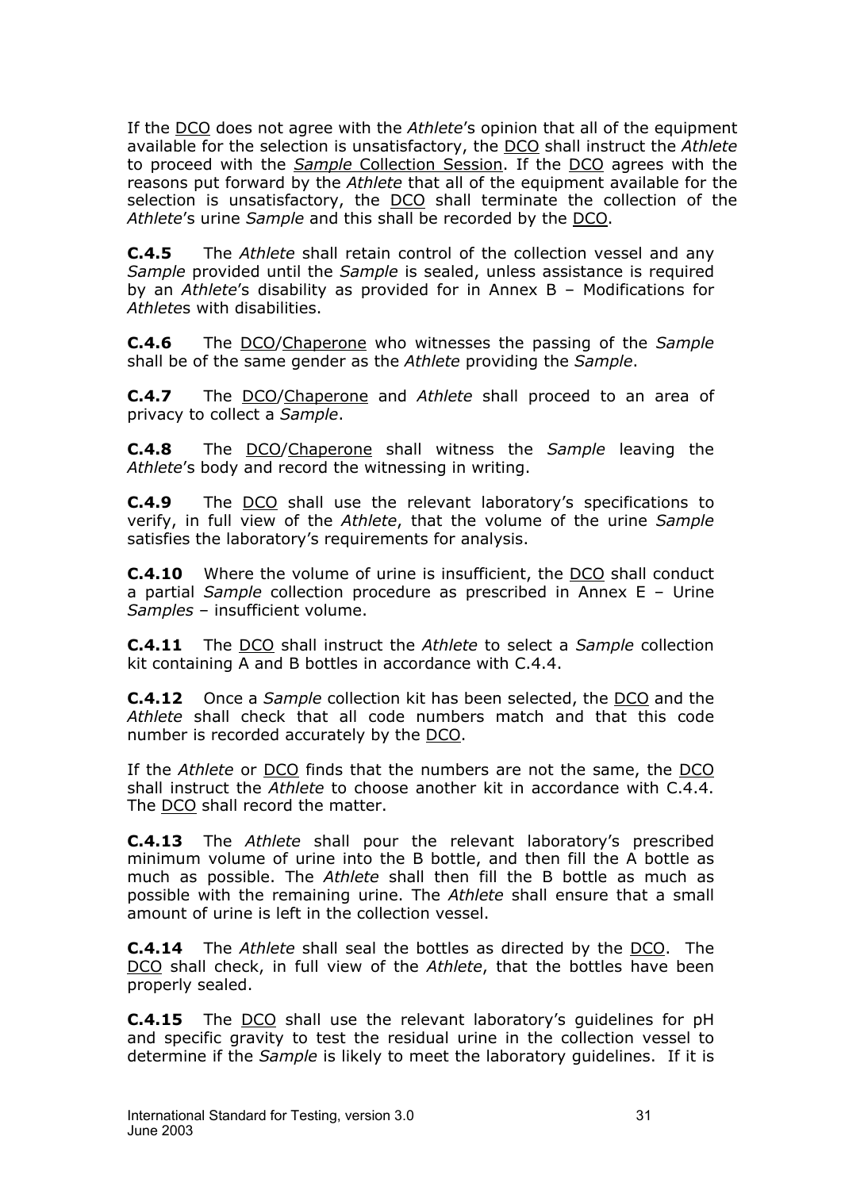If the DCO does not agree with the *Athlete*'s opinion that all of the equipment available for the selection is unsatisfactory, the DCO shall instruct the *Athlete* to proceed with the *Sample* Collection Session. If the DCO agrees with the reasons put forward by the *Athlete* that all of the equipment available for the selection is unsatisfactory, the DCO shall terminate the collection of the *Athlete*'s urine *Sample* and this shall be recorded by the DCO.

**C.4.5** The *Athlete* shall retain control of the collection vessel and any *Sample* provided until the *Sample* is sealed, unless assistance is required by an *Athlete*'s disability as provided for in Annex B – Modifications for *Athlete*s with disabilities.

**C.4.6** The DCO/Chaperone who witnesses the passing of the *Sample* shall be of the same gender as the *Athlete* providing the *Sample*.

**C.4.7** The DCO/Chaperone and *Athlete* shall proceed to an area of privacy to collect a *Sample*.

**C.4.8** The DCO/Chaperone shall witness the *Sample* leaving the *Athlete*'s body and record the witnessing in writing.

**C.4.9** The DCO shall use the relevant laboratory's specifications to verify, in full view of the *Athlete*, that the volume of the urine *Sample* satisfies the laboratory's requirements for analysis.

**C.4.10** Where the volume of urine is insufficient, the DCO shall conduct a partial *Sample* collection procedure as prescribed in Annex E – Urine *Samples* – insufficient volume.

**C.4.11** The DCO shall instruct the *Athlete* to select a *Sample* collection kit containing A and B bottles in accordance with C.4.4.

**C.4.12** Once a *Sample* collection kit has been selected, the DCO and the *Athlete* shall check that all code numbers match and that this code number is recorded accurately by the DCO.

If the *Athlete* or DCO finds that the numbers are not the same, the DCO shall instruct the *Athlete* to choose another kit in accordance with C.4.4. The DCO shall record the matter.

**C.4.13** The *Athlete* shall pour the relevant laboratory's prescribed minimum volume of urine into the B bottle, and then fill the A bottle as much as possible. The *Athlete* shall then fill the B bottle as much as possible with the remaining urine. The *Athlete* shall ensure that a small amount of urine is left in the collection vessel.

**C.4.14** The *Athlete* shall seal the bottles as directed by the DCO. The DCO shall check, in full view of the *Athlete*, that the bottles have been properly sealed.

**C.4.15** The DCO shall use the relevant laboratory's guidelines for pH and specific gravity to test the residual urine in the collection vessel to determine if the *Sample* is likely to meet the laboratory guidelines. If it is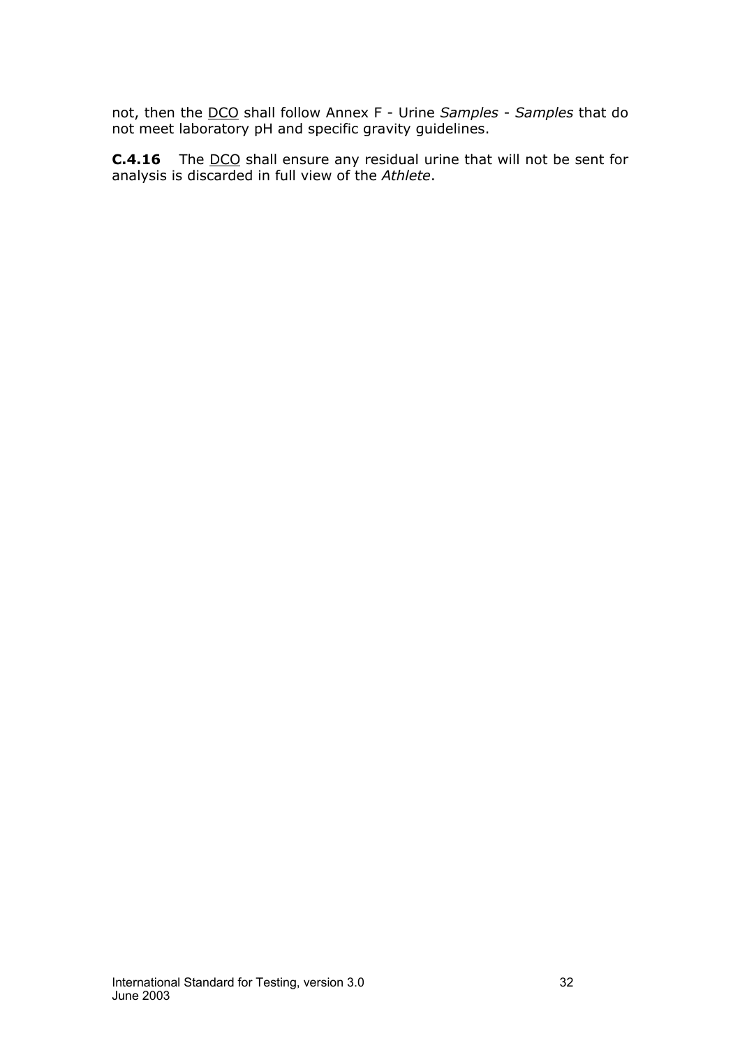not, then the <u>DCO</u> shall follow Annex F - Urine *Samples* - *Samples* that do not meet laboratory pH and specific gravity guidelines.

**C.4.16** The <u>DCO</u> shall ensure any residual urine that will not be sent for analysis is discarded in full view of the *Athlete*.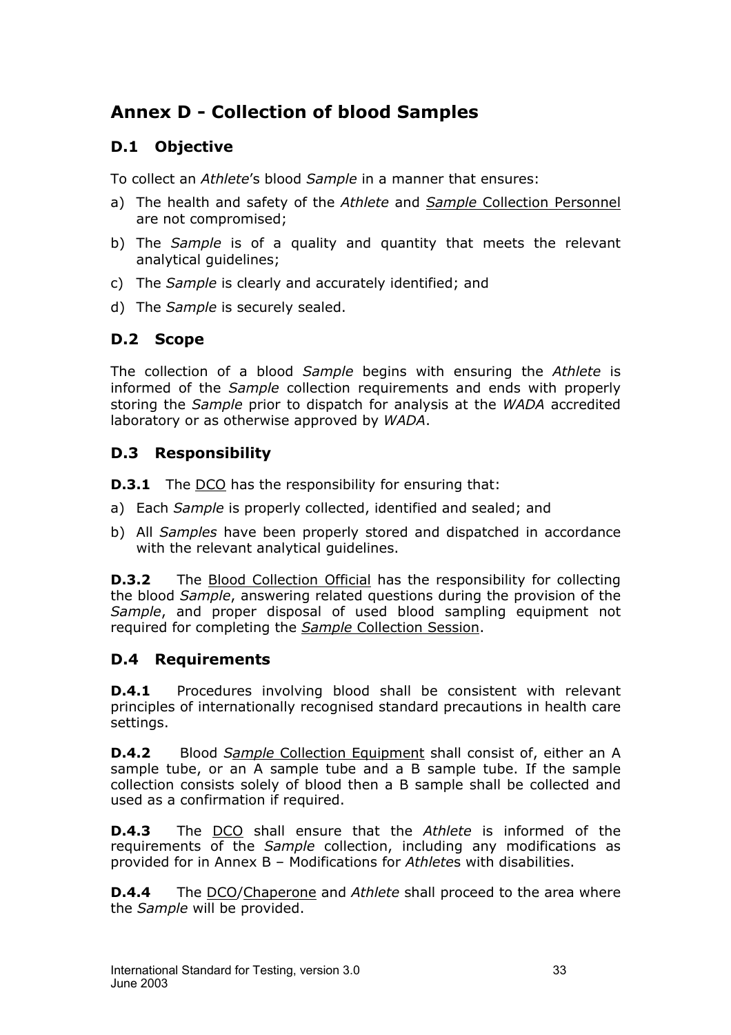# Annex D - Collection of blood Samples

## D.1 Objective

To collect an *Athlete*'s blood *Sample* in a manner that ensures:

a) The health and safety of the *Athlete* and *Sample* Collection Personnel are not compromised;

b) The *Sample* is of a quality and quantity that meets the relevant analytical guidelines;

c) The *Sample* is clearly and accurately identified; and

d) The *Sample* is securely sealed.

## D.2 Scope

The collection of a blood *Sample* begins with ensuring the *Athlete* is informed of the *Sample* collection requirements and ends with properly storing the *Sample* prior to dispatch for analysis at the *WADA* accredited laboratory or as otherwise approved by *WADA*.

## D.3 Responsibility

**D.3.1** The DCO has the responsibility for ensuring that:

a) Each *Sample* is properly collected, identified and sealed; and

b) All *Samples* have been properly stored and dispatched in accordance with the relevant analytical guidelines.

**D.3.2** The Blood Collection Official has the responsibility for collecting the blood *Sample*, answering related questions during the provision of the *Sample*, and proper disposal of used blood sampling equipment not required for completing the *Sample* Collection Session.

## D.4 Requirements

**D.4.1** Procedures involving blood shall be consistent with relevant principles of internationally recognised standard precautions in health care settings.

**D.4.2** Blood *Sample* Collection Equipment shall consist of, either an A sample tube, or an A sample tube and a B sample tube. If the sample collection consists solely of blood then a B sample shall be collected and used as a confirmation if required.

**D.4.3** The DCO shall ensure that the *Athlete* is informed of the requirements of the *Sample* collection, including any modifications as provided for in Annex B – Modifications for *Athlete*s with disabilities.

**D.4.4** The DCO/Chaperone and *Athlete* shall proceed to the area where the *Sample* will be provided.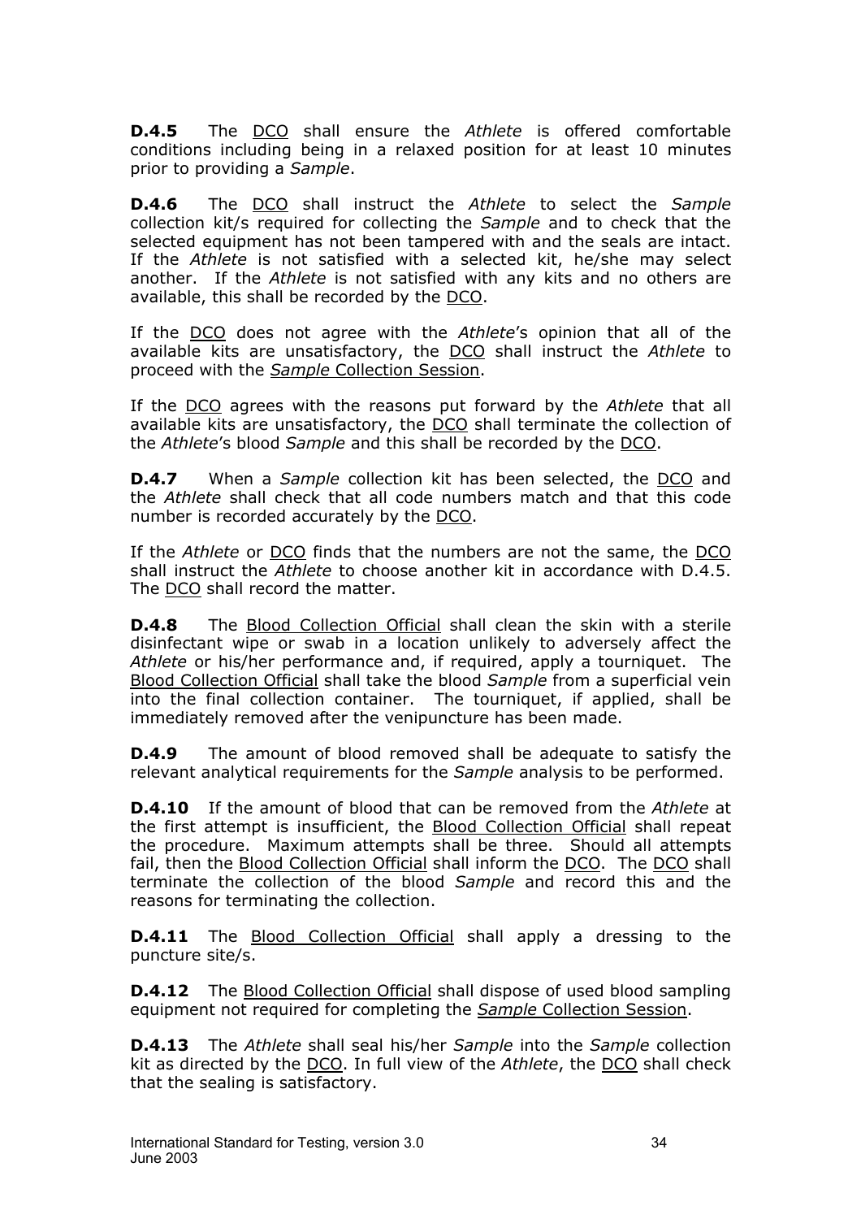**D.4.5** The DCO shall ensure the *Athlete* is offered comfortable conditions including being in a relaxed position for at least 10 minutes prior to providing a *Sample*.

**D.4.6** The DCO shall instruct the *Athlete* to select the *Sample* collection kit/s required for collecting the *Sample* and to check that the selected equipment has not been tampered with and the seals are intact. If the *Athlete* is not satisfied with a selected kit, he/she may select another. If the *Athlete* is not satisfied with any kits and no others are available, this shall be recorded by the DCO.

If the DCO does not agree with the *Athlete*'s opinion that all of the available kits are unsatisfactory, the DCO shall instruct the *Athlete* to proceed with the *Sample* Collection Session.

If the DCO agrees with the reasons put forward by the *Athlete* that all available kits are unsatisfactory, the DCO shall terminate the collection of the *Athlete*'s blood *Sample* and this shall be recorded by the DCO.

**D.4.7** When a *Sample* collection kit has been selected, the DCO and the *Athlete* shall check that all code numbers match and that this code number is recorded accurately by the DCO.

If the *Athlete* or DCO finds that the numbers are not the same, the DCO shall instruct the *Athlete* to choose another kit in accordance with D.4.5. The DCO shall record the matter.

**D.4.8** The Blood Collection Official shall clean the skin with a sterile disinfectant wipe or swab in a location unlikely to adversely affect the *Athlete* or his/her performance and, if required, apply a tourniquet. The Blood Collection Official shall take the blood *Sample* from a superficial vein into the final collection container. The tourniquet, if applied, shall be immediately removed after the venipuncture has been made.

**D.4.9** The amount of blood removed shall be adequate to satisfy the relevant analytical requirements for the *Sample* analysis to be performed.

**D.4.10** If the amount of blood that can be removed from the *Athlete* at the first attempt is insufficient, the Blood Collection Official shall repeat the procedure. Maximum attempts shall be three. Should all attempts fail, then the Blood Collection Official shall inform the DCO. The DCO shall terminate the collection of the blood *Sample* and record this and the reasons for terminating the collection.

**D.4.11** The Blood Collection Official shall apply a dressing to the puncture site/s.

**D.4.12** The Blood Collection Official shall dispose of used blood sampling equipment not required for completing the *Sample* Collection Session.

**D.4.13** The *Athlete* shall seal his/her *Sample* into the *Sample* collection kit as directed by the DCO. In full view of the *Athlete*, the DCO shall check that the sealing is satisfactory.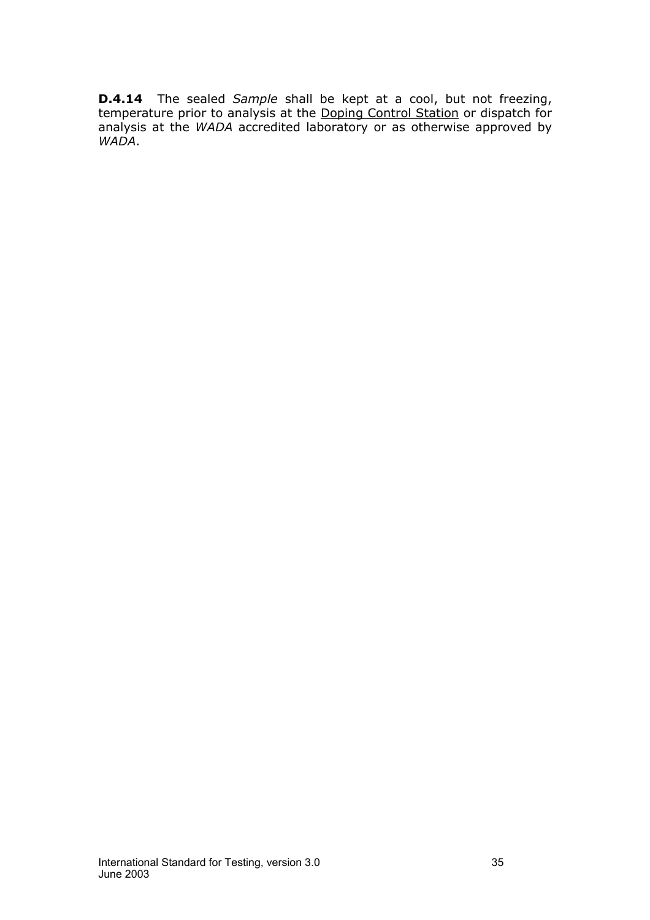**D.4.14** The sealed *Sample* shall be kept at a cool, but not freezing, temperature prior to analysis at the Doping Control Station or dispatch for analysis at the *WADA* accredited laboratory or as otherwise approved by *WADA*.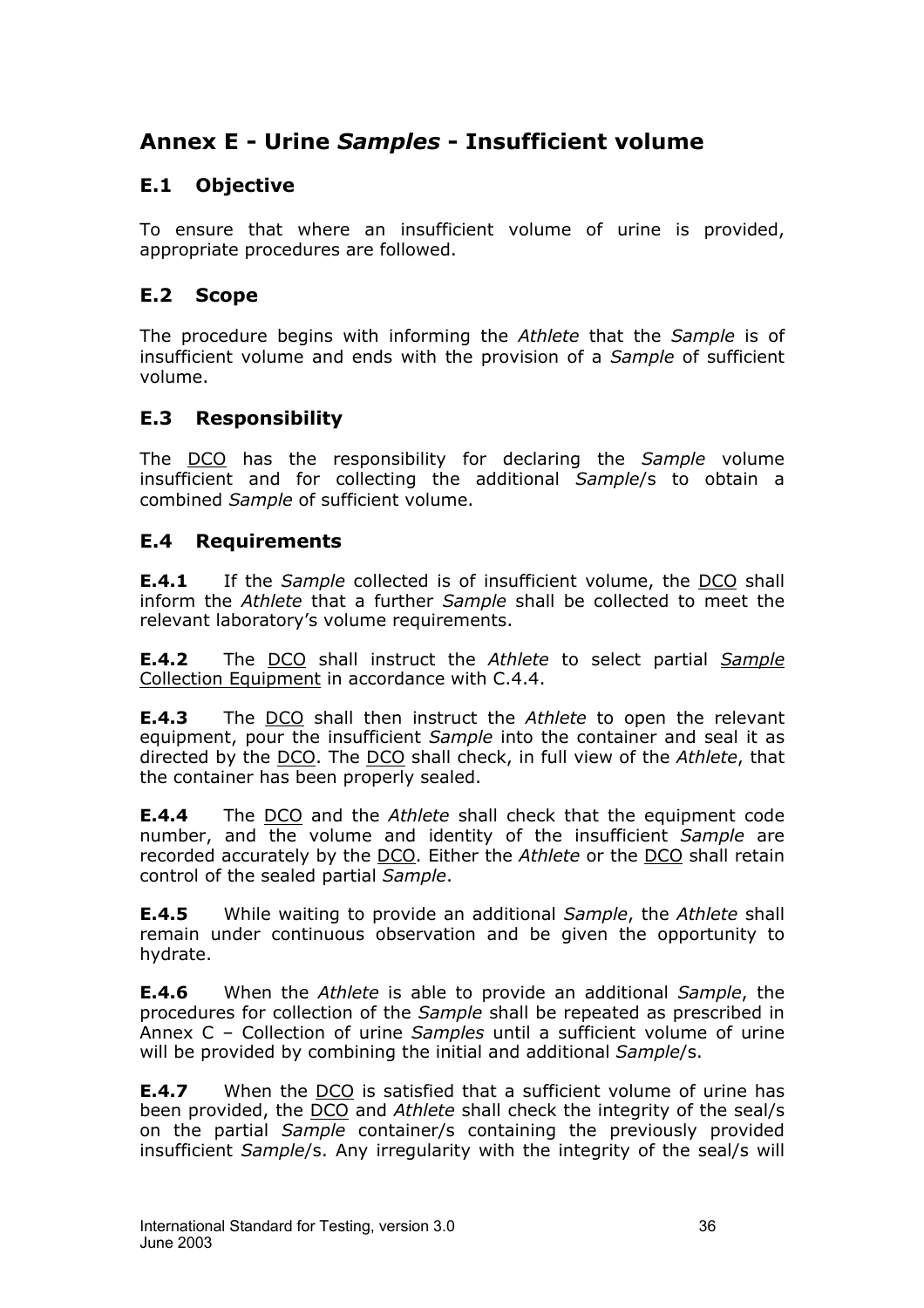## Annex E - Urine *Samples* - Insufficient volume

### E.1 Objective

To ensure that where an insufficient volume of urine is provided, appropriate procedures are followed.

### E.2 Scope

The procedure begins with informing the *Athlete* that the *Sample* is of insufficient volume and ends with the provision of a *Sample* of sufficient volume.

### E.3 Responsibility

The DCO has the responsibility for declaring the *Sample* volume insufficient and for collecting the additional *Sample*/s to obtain a combined *Sample* of sufficient volume.

### E.4 Requirements

**E.4.1** If the *Sample* collected is of insufficient volume, the DCO shall inform the *Athlete* that a further *Sample* shall be collected to meet the relevant laboratory's volume requirements.

**E.4.2** The DCO shall instruct the *Athlete* to select partial *Sample* Collection Equipment in accordance with C.4.4.

**E.4.3** The DCO shall then instruct the *Athlete* to open the relevant equipment, pour the insufficient *Sample* into the container and seal it as directed by the DCO. The DCO shall check, in full view of the *Athlete*, that the container has been properly sealed.

**E.4.4** The DCO and the *Athlete* shall check that the equipment code number, and the volume and identity of the insufficient *Sample* are recorded accurately by the DCO. Either the *Athlete* or the DCO shall retain control of the sealed partial *Sample*.

**E.4.5** While waiting to provide an additional *Sample*, the *Athlete* shall remain under continuous observation and be given the opportunity to hydrate.

**E.4.6** When the *Athlete* is able to provide an additional *Sample*, the procedures for collection of the *Sample* shall be repeated as prescribed in Annex C – Collection of urine *Samples* until a sufficient volume of urine will be provided by combining the initial and additional *Sample*/s.

**E.4.7** When the DCO is satisfied that a sufficient volume of urine has been provided, the DCO and *Athlete* shall check the integrity of the seal/s on the partial *Sample* container/s containing the previously provided insufficient *Sample*/s. Any irregularity with the integrity of the seal/s will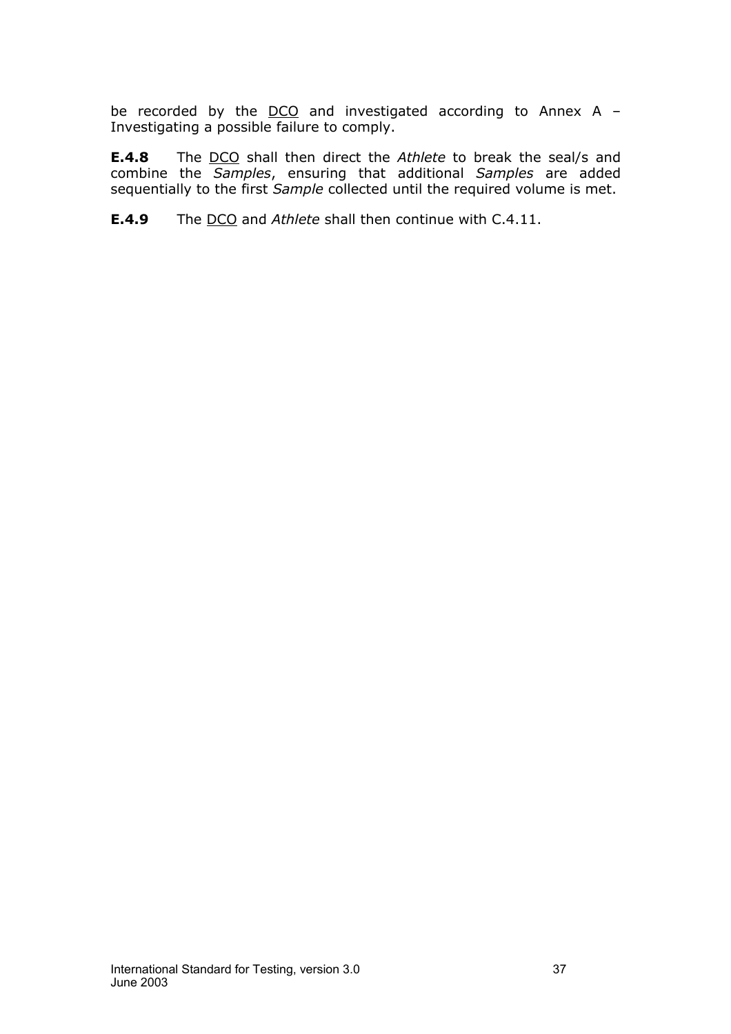be recorded by the DCO and investigated according to Annex A – Investigating a possible failure to comply.

**E.4.8** The DCO shall then direct the *Athlete* to break the seal/s and combine the *Samples*, ensuring that additional *Samples* are added sequentially to the first *Sample* collected until the required volume is met.

**E.4.9** The DCO and *Athlete* shall then continue with C.4.11.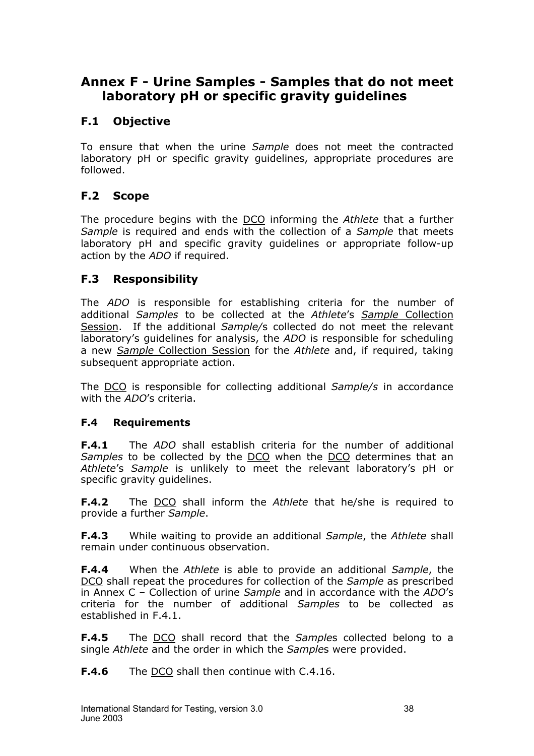## Annex F - Urine Samples - Samples that do not meet laboratory pH or specific gravity guidelines

### F.1 Objective

To ensure that when the urine *Sample* does not meet the contracted laboratory pH or specific gravity guidelines, appropriate procedures are followed.

### F.2 Scope

The procedure begins with the DCO informing the *Athlete* that a further *Sample* is required and ends with the collection of a *Sample* that meets laboratory pH and specific gravity guidelines or appropriate follow-up action by the *ADO* if required.

### F.3 Responsibility

The *ADO* is responsible for establishing criteria for the number of additional *Samples* to be collected at the *Athlete*'s *Sample* Collection Session. If the additional *Sample/*s collected do not meet the relevant laboratory's guidelines for analysis, the *ADO* is responsible for scheduling a new *Sample* Collection Session for the *Athlete* and, if required, taking subsequent appropriate action.

The DCO is responsible for collecting additional *Sample/s* in accordance with the *ADO*'s criteria.

#### F.4 Requirements

**F.4.1** The *ADO* shall establish criteria for the number of additional *Samples* to be collected by the DCO when the DCO determines that an *Athlete*'s *Sample* is unlikely to meet the relevant laboratory's pH or specific gravity guidelines.

**F.4.2** The DCO shall inform the *Athlete* that he/she is required to provide a further *Sample*.

**F.4.3** While waiting to provide an additional *Sample*, the *Athlete* shall remain under continuous observation.

**F.4.4** When the *Athlete* is able to provide an additional *Sample*, the DCO shall repeat the procedures for collection of the *Sample* as prescribed in Annex C – Collection of urine *Sample* and in accordance with the *ADO*'s criteria for the number of additional *Samples* to be collected as established in F.4.1.

**F.4.5** The DCO shall record that the *Sample*s collected belong to a single *Athlete* and the order in which the *Sample*s were provided.

**F.4.6** The DCO shall then continue with C.4.16.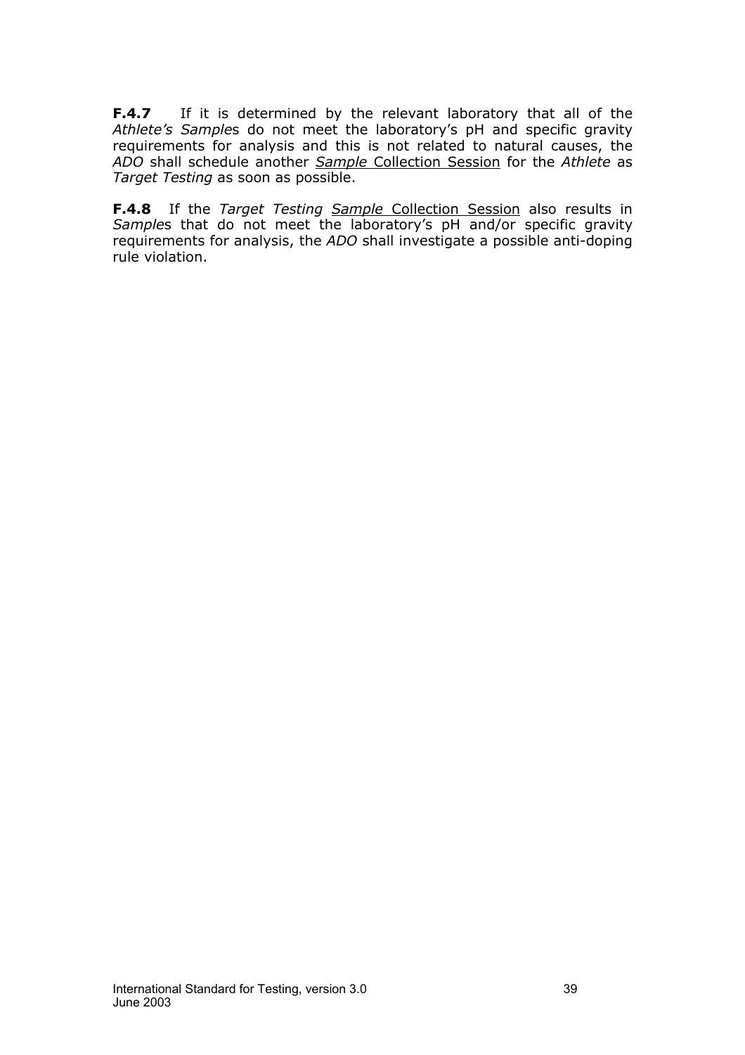**F.4.7** If it is determined by the relevant laboratory that all of the *Athlete's Sample*s do not meet the laboratory's pH and specific gravity requirements for analysis and this is not related to natural causes, the *ADO* shall schedule another *Sample* Collection Session for the *Athlete* as *Target Testing* as soon as possible.

**F.4.8** If the *Target Testing* *Sample* Collection Session also results in *Sample*s that do not meet the laboratory's pH and/or specific gravity requirements for analysis, the *ADO* shall investigate a possible anti-doping rule violation.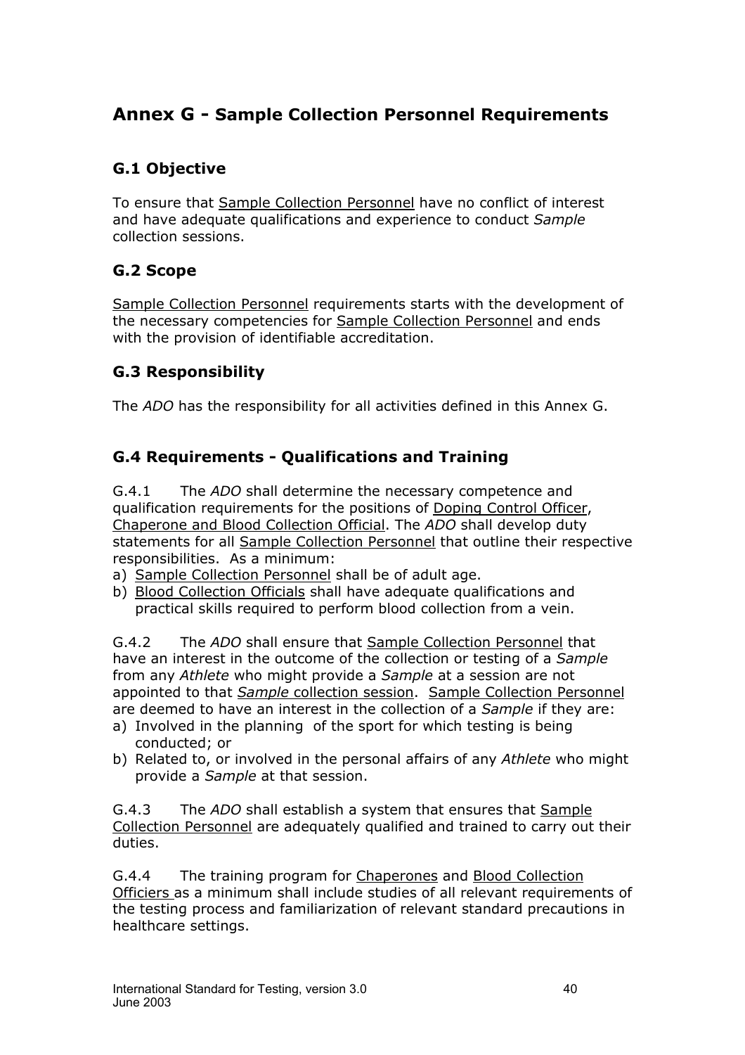## Annex G - Sample Collection Personnel Requirements

### G.1 Objective

To ensure that Sample Collection Personnel have no conflict of interest and have adequate qualifications and experience to conduct *Sample* collection sessions.

### G.2 Scope

Sample Collection Personnel requirements starts with the development of the necessary competencies for Sample Collection Personnel and ends with the provision of identifiable accreditation.

### G.3 Responsibility

The *ADO* has the responsibility for all activities defined in this Annex G.

### G.4 Requirements - Qualifications and Training

G.4.1 The *ADO* shall determine the necessary competence and qualification requirements for the positions of Doping Control Officer, Chaperone and Blood Collection Official. The *ADO* shall develop duty statements for all Sample Collection Personnel that outline their respective responsibilities. As a minimum:

a) Sample Collection Personnel shall be of adult age.
b) Blood Collection Officials shall have adequate qualifications and practical skills required to perform blood collection from a vein.

G.4.2 The *ADO* shall ensure that Sample Collection Personnel that have an interest in the outcome of the collection or testing of a *Sample* from any *Athlete* who might provide a *Sample* at a session are not appointed to that *Sample* collection session. Sample Collection Personnel are deemed to have an interest in the collection of a *Sample* if they are:

a) Involved in the planning of the sport for which testing is being conducted; or
b) Related to, or involved in the personal affairs of any *Athlete* who might provide a *Sample* at that session.

G.4.3 The *ADO* shall establish a system that ensures that Sample Collection Personnel are adequately qualified and trained to carry out their duties.

G.4.4 The training program for Chaperones and Blood Collection Officiers as a minimum shall include studies of all relevant requirements of the testing process and familiarization of relevant standard precautions in healthcare settings.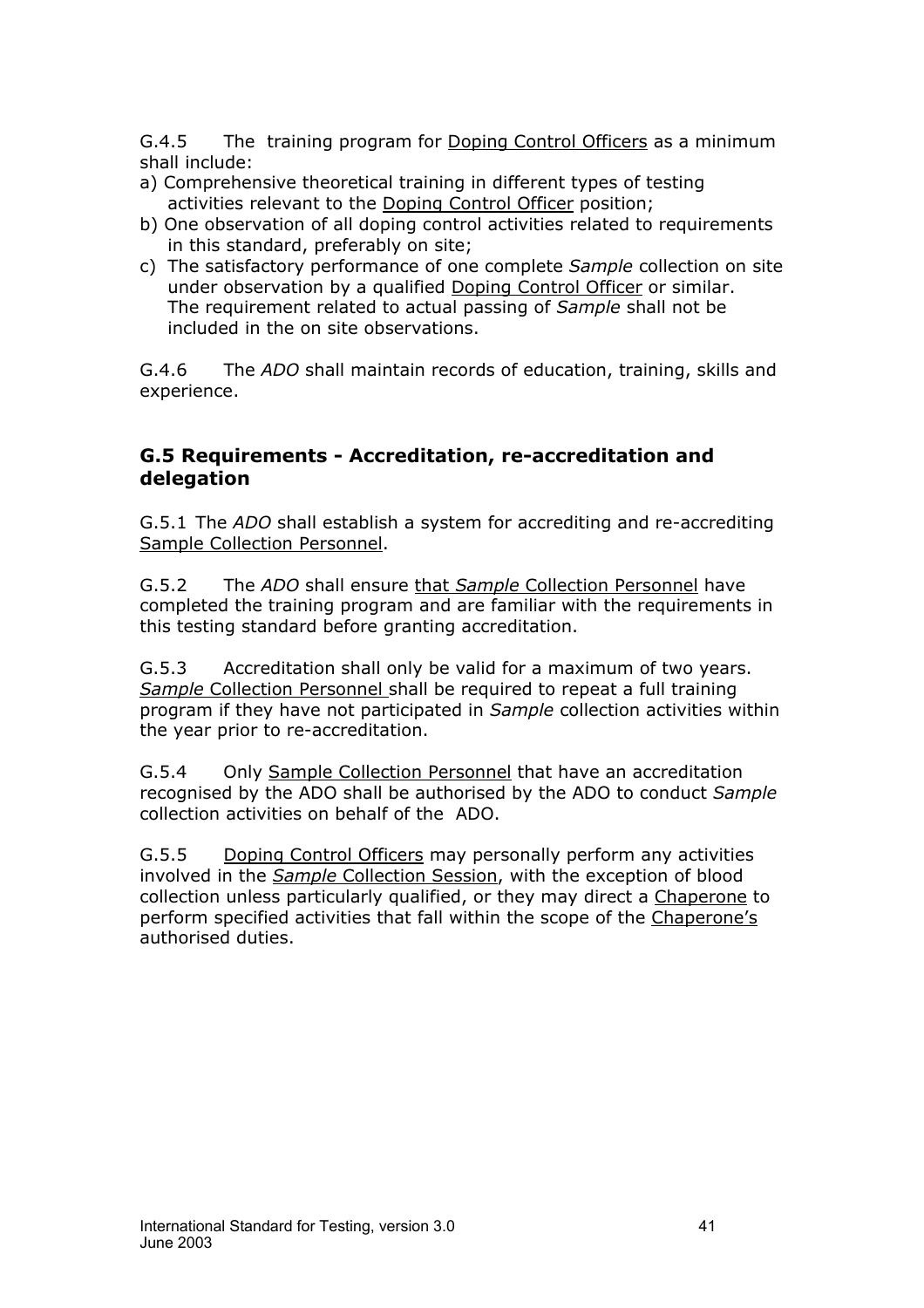G.4.5 The training program for Doping Control Officers as a minimum shall include:

a) Comprehensive theoretical training in different types of testing activities relevant to the Doping Control Officer position;
b) One observation of all doping control activities related to requirements in this standard, preferably on site;
c) The satisfactory performance of one complete *Sample* collection on site under observation by a qualified Doping Control Officer or similar. The requirement related to actual passing of *Sample* shall not be included in the on site observations.

G.4.6 The *ADO* shall maintain records of education, training, skills and experience.

## G.5 Requirements - Accreditation, re-accreditation and delegation

G.5.1 The *ADO* shall establish a system for accrediting and re-accrediting Sample Collection Personnel.

G.5.2 The *ADO* shall ensure that *Sample* Collection Personnel have completed the training program and are familiar with the requirements in this testing standard before granting accreditation.

G.5.3 Accreditation shall only be valid for a maximum of two years. *Sample* Collection Personnel shall be required to repeat a full training program if they have not participated in *Sample* collection activities within the year prior to re-accreditation.

G.5.4 Only Sample Collection Personnel that have an accreditation recognised by the ADO shall be authorised by the ADO to conduct *Sample* collection activities on behalf of the ADO.

G.5.5 Doping Control Officers may personally perform any activities involved in the *Sample* Collection Session, with the exception of blood collection unless particularly qualified, or they may direct a Chaperone to perform specified activities that fall within the scope of the Chaperone's authorised duties.